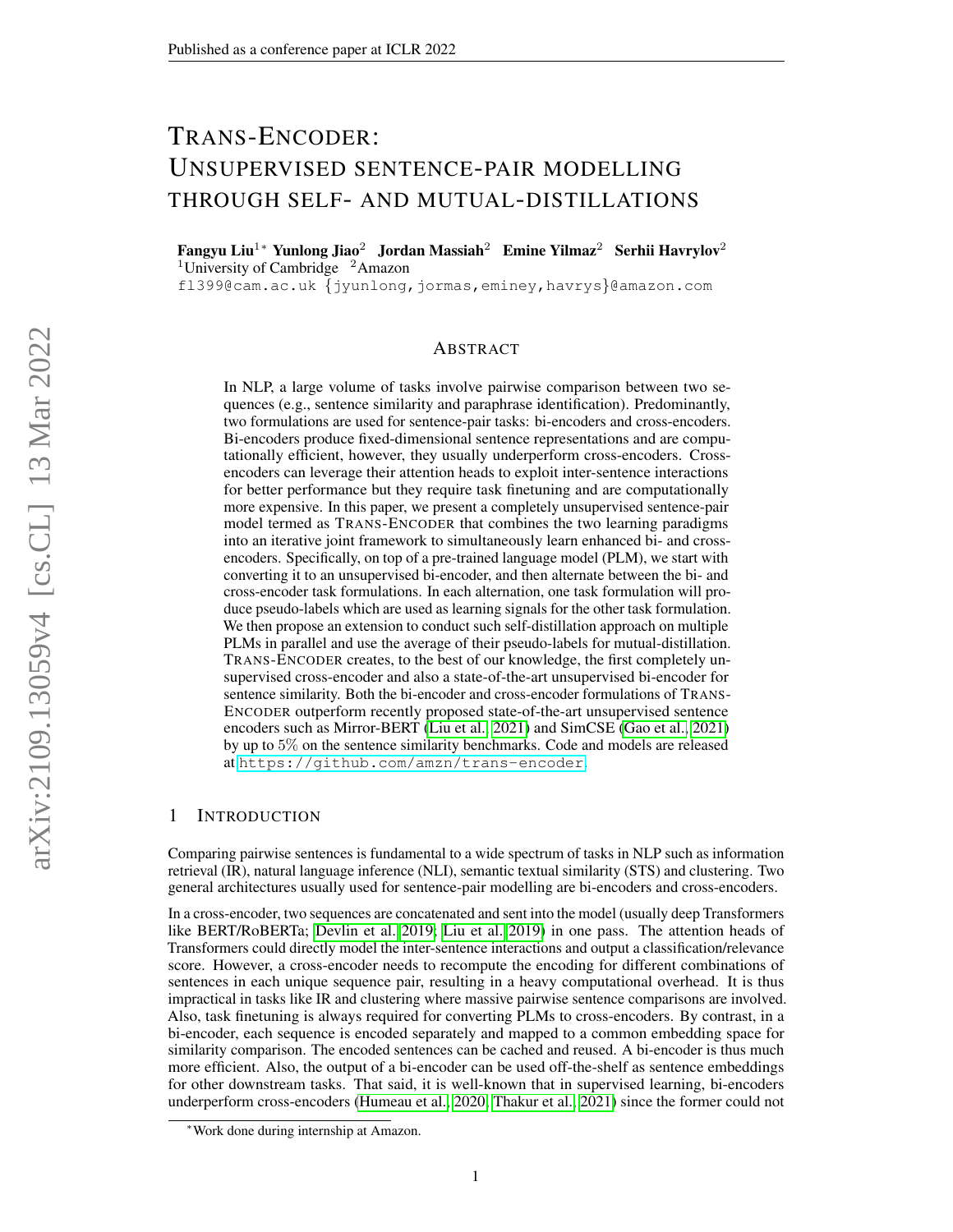# TRANS-ENCODER: UNSUPERVISED SENTENCE-PAIR MODELLING THROUGH SELF- AND MUTUAL-DISTILLATIONS

**Fangyu Liu**[1*] **Yunlong Jiao**[2] **Jordan Massiah**[2] **Emine Yilmaz**[2] **Serhii Havrylov**[2]
[1]University of Cambridge [2]Amazon
fl399@cam.ac.uk {jyunlong,jormas,eminey,havrys}@amazon.com

## ABSTRACT

In NLP, a large volume of tasks involve pairwise comparison between two sequences (e.g., sentence similarity and paraphrase identification). Predominantly, two formulations are used for sentence-pair tasks: bi-encoders and cross-encoders. Bi-encoders produce fixed-dimensional sentence representations and are computationally efficient, however, they usually underperform cross-encoders. Cross-encoders can leverage their attention heads to exploit inter-sentence interactions for better performance but they require task finetuning and are computationally more expensive. In this paper, we present a completely unsupervised sentence-pair model termed as TRANS-ENCODER that combines the two learning paradigms into an iterative joint framework to simultaneously learn enhanced bi- and cross-encoders. Specifically, on top of a pre-trained language model (PLM), we start with converting it to an unsupervised bi-encoder, and then alternate between the bi- and cross-encoder task formulations. In each alternation, one task formulation will produce pseudo-labels which are used as learning signals for the other task formulation. We then propose an extension to conduct such self-distillation approach on multiple PLMs in parallel and use the average of their pseudo-labels for mutual-distillation. TRANS-ENCODER creates, to the best of our knowledge, the first completely unsupervised cross-encoder and also a state-of-the-art unsupervised bi-encoder for sentence similarity. Both the bi-encoder and cross-encoder formulations of TRANS-ENCODER outperform recently proposed state-of-the-art unsupervised sentence encoders such as Mirror-BERT (Liu et al., 2021) and SimCSE (Gao et al., 2021) by up to 5% on the sentence similarity benchmarks. Code and models are released at https://github.com/amzn/trans-encoder.

## 1 INTRODUCTION

Comparing pairwise sentences is fundamental to a wide spectrum of tasks in NLP such as information retrieval (IR), natural language inference (NLI), semantic textual similarity (STS) and clustering. Two general architectures usually used for sentence-pair modelling are bi-encoders and cross-encoders.

In a cross-encoder, two sequences are concatenated and sent into the model (usually deep Transformers like BERT/RoBERTa; Devlin et al. 2019; Liu et al. 2019) in one pass. The attention heads of Transformers could directly model the inter-sentence interactions and output a classification/relevance score. However, a cross-encoder needs to recompute the encoding for different combinations of sentences in each unique sequence pair, resulting in a heavy computational overhead. It is thus impractical in tasks like IR and clustering where massive pairwise sentence comparisons are involved. Also, task finetuning is always required for converting PLMs to cross-encoders. By contrast, in a bi-encoder, each sequence is encoded separately and mapped to a common embedding space for similarity comparison. The encoded sentences can be cached and reused. A bi-encoder is thus much more efficient. Also, the output of a bi-encoder can be used off-the-shelf as sentence embeddings for other downstream tasks. That said, it is well-known that in supervised learning, bi-encoders underperform cross-encoders (Humeau et al., 2020; Thakur et al., 2021) since the former could not

[*]Work done during internship at Amazon.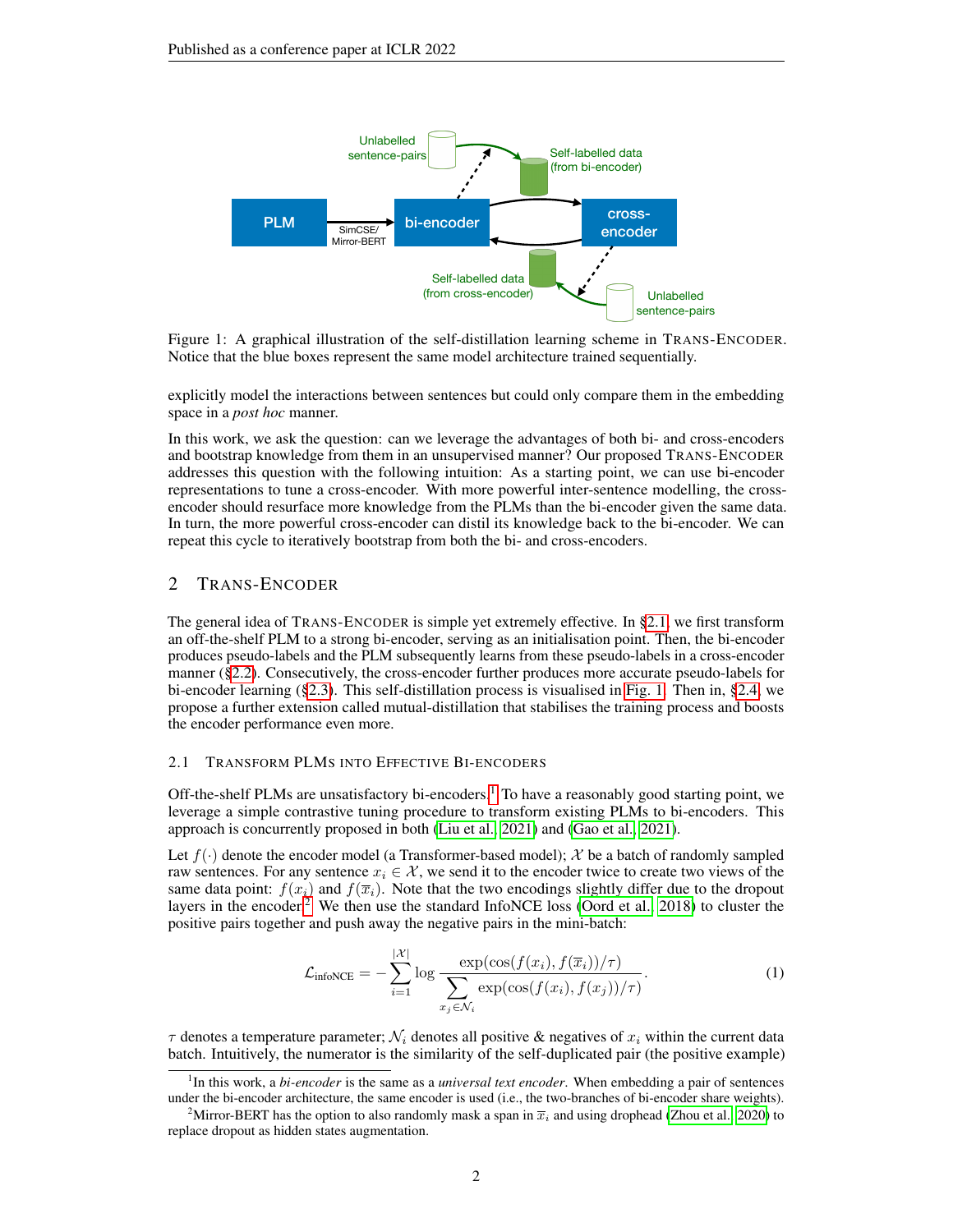Figure 1: A graphical illustration of the self-distillation learning scheme in TRANS-ENCODER. Notice that the blue boxes represent the same model architecture trained sequentially.

explicitly model the interactions between sentences but could only compare them in the embedding space in a *post hoc* manner.

In this work, we ask the question: can we leverage the advantages of both bi- and cross-encoders and bootstrap knowledge from them in an unsupervised manner? Our proposed TRANS-ENCODER addresses this question with the following intuition: As a starting point, we can use bi-encoder representations to tune a cross-encoder. With more powerful inter-sentence modelling, the cross-encoder should resurface more knowledge from the PLMs than the bi-encoder given the same data. In turn, the more powerful cross-encoder can distil its knowledge back to the bi-encoder. We can repeat this cycle to iteratively bootstrap from both the bi- and cross-encoders.

## 2 TRANS-ENCODER

The general idea of TRANS-ENCODER is simple yet extremely effective. In §2.1, we first transform an off-the-shelf PLM to a strong bi-encoder, serving as an initialisation point. Then, the bi-encoder produces pseudo-labels and the PLM subsequently learns from these pseudo-labels in a cross-encoder manner (§2.2). Consecutively, the cross-encoder further produces more accurate pseudo-labels for bi-encoder learning (§2.3). This self-distillation process is visualised in Fig. 1. Then in, §2.4, we propose a further extension called mutual-distillation that stabilises the training process and boosts the encoder performance even more.

### 2.1 TRANSFORM PLMS INTO EFFECTIVE BI-ENCODERS

Off-the-shelf PLMs are unsatisfactory bi-encoders.[1] To have a reasonably good starting point, we leverage a simple contrastive tuning procedure to transform existing PLMs to bi-encoders. This approach is concurrently proposed in both (Liu et al., 2021) and (Gao et al., 2021).

Let $f(\cdot)$ denote the encoder model (a Transformer-based model); $\mathcal{X}$ be a batch of randomly sampled raw sentences. For any sentence $x_i \in \mathcal{X}$, we send it to the encoder twice to create two views of the same data point: $f(x_i)$ and $f(\overline{x}_i)$. Note that the two encodings slightly differ due to the dropout layers in the encoder.[2] We then use the standard InfoNCE loss (Oord et al., 2018) to cluster the positive pairs together and push away the negative pairs in the mini-batch:

$$\mathcal{L}_{\text{infoNCE}} = -\sum_{i=1}^{|\mathcal{X}|} \log \frac{\exp(\cos(f(x_i), f(\overline{x}_i))/\tau)}{\sum_{x_j \in \mathcal{N}_i} \exp(\cos(f(x_i), f(x_j))/\tau)}. \tag{1}$$

$\tau$ denotes a temperature parameter; $\mathcal{N}_i$ denotes all positive & negatives of $x_i$ within the current data batch. Intuitively, the numerator is the similarity of the self-duplicated pair (the positive example)

[1] In this work, a *bi-encoder* is the same as a *universal text encoder*. When embedding a pair of sentences under the bi-encoder architecture, the same encoder is used (i.e., the two-branches of bi-encoder share weights).

[2] Mirror-BERT has the option to also randomly mask a span in $\overline{x}_i$ and using drophead (Zhou et al., 2020) to replace dropout as hidden states augmentation.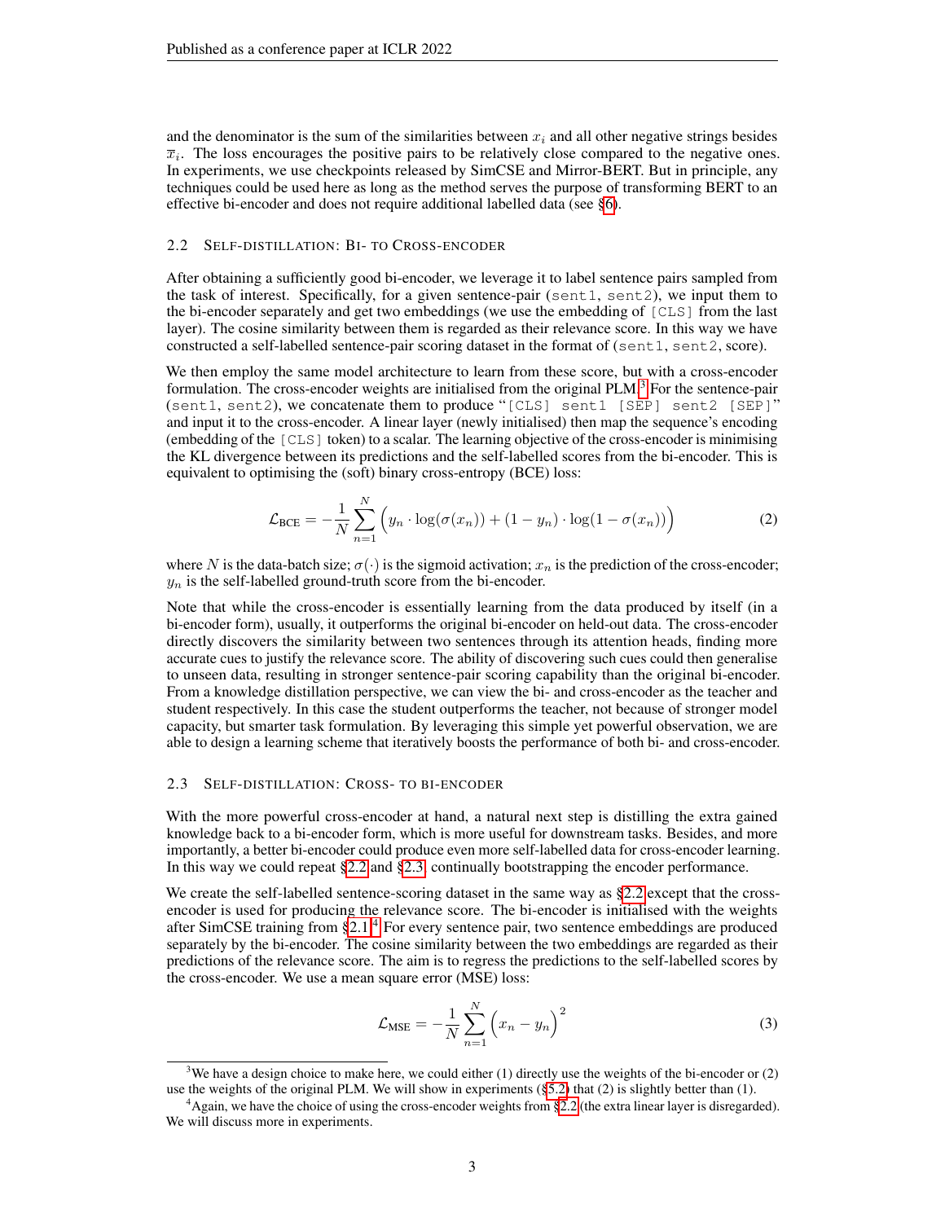and the denominator is the sum of the similarities between $x_i$ and all other negative strings besides $\overline{x}_i$. The loss encourages the positive pairs to be relatively close compared to the negative ones. In experiments, we use checkpoints released by SimCSE and Mirror-BERT. But in principle, any techniques could be used here as long as the method serves the purpose of transforming BERT to an effective bi-encoder and does not require additional labelled data (see §6).

### 2.2 Self-distillation: Bi- to Cross-encoder

After obtaining a sufficiently good bi-encoder, we leverage it to label sentence pairs sampled from the task of interest. Specifically, for a given sentence-pair (`sent1`, `sent2`), we input them to the bi-encoder separately and get two embeddings (we use the embedding of `[CLS]` from the last layer). The cosine similarity between them is regarded as their relevance score. In this way we have constructed a self-labelled sentence-pair scoring dataset in the format of (`sent1`, `sent2`, score).

We then employ the same model architecture to learn from these score, but with a cross-encoder formulation. The cross-encoder weights are initialised from the original PLM.[3] For the sentence-pair (`sent1`, `sent2`), we concatenate them to produce "`[CLS] sent1 [SEP] sent2 [SEP]`" and input it to the cross-encoder. A linear layer (newly initialised) then map the sequence's encoding (embedding of the `[CLS]` token) to a scalar. The learning objective of the cross-encoder is minimising the KL divergence between its predictions and the self-labelled scores from the bi-encoder. This is equivalent to optimising the (soft) binary cross-entropy (BCE) loss:

$$\mathcal{L}_{\text{BCE}} = -\frac{1}{N}\sum_{n=1}^{N}\Big(y_n \cdot \log(\sigma(x_n)) + (1-y_n)\cdot \log(1-\sigma(x_n))\Big) \tag{2}$$

where $N$ is the data-batch size; $\sigma(\cdot)$ is the sigmoid activation; $x_n$ is the prediction of the cross-encoder; $y_n$ is the self-labelled ground-truth score from the bi-encoder.

Note that while the cross-encoder is essentially learning from the data produced by itself (in a bi-encoder form), usually, it outperforms the original bi-encoder on held-out data. The cross-encoder directly discovers the similarity between two sentences through its attention heads, finding more accurate cues to justify the relevance score. The ability of discovering such cues could then generalise to unseen data, resulting in stronger sentence-pair scoring capability than the original bi-encoder. From a knowledge distillation perspective, we can view the bi- and cross-encoder as the teacher and student respectively. In this case the student outperforms the teacher, not because of stronger model capacity, but smarter task formulation. By leveraging this simple yet powerful observation, we are able to design a learning scheme that iteratively boosts the performance of both bi- and cross-encoder.

### 2.3 Self-distillation: Cross- to Bi-encoder

With the more powerful cross-encoder at hand, a natural next step is distilling the extra gained knowledge back to a bi-encoder form, which is more useful for downstream tasks. Besides, and more importantly, a better bi-encoder could produce even more self-labelled data for cross-encoder learning. In this way we could repeat §2.2 and §2.3, continually bootstrapping the encoder performance.

We create the self-labelled sentence-scoring dataset in the same way as §2.2 except that the cross-encoder is used for producing the relevance score. The bi-encoder is initialised with the weights after SimCSE training from §2.1.[4] For every sentence pair, two sentence embeddings are produced separately by the bi-encoder. The cosine similarity between the two embeddings are regarded as their predictions of the relevance score. The aim is to regress the predictions to the self-labelled scores by the cross-encoder. We use a mean square error (MSE) loss:

$$\mathcal{L}_{\text{MSE}} = -\frac{1}{N}\sum_{n=1}^{N}\Big(x_n - y_n\Big)^2 \tag{3}$$

---

[3] We have a design choice to make here, we could either (1) directly use the weights of the bi-encoder or (2) use the weights of the original PLM. We will show in experiments (§5.2) that (2) is slightly better than (1).

[4] Again, we have the choice of using the cross-encoder weights from §2.2 (the extra linear layer is disregarded). We will discuss more in experiments.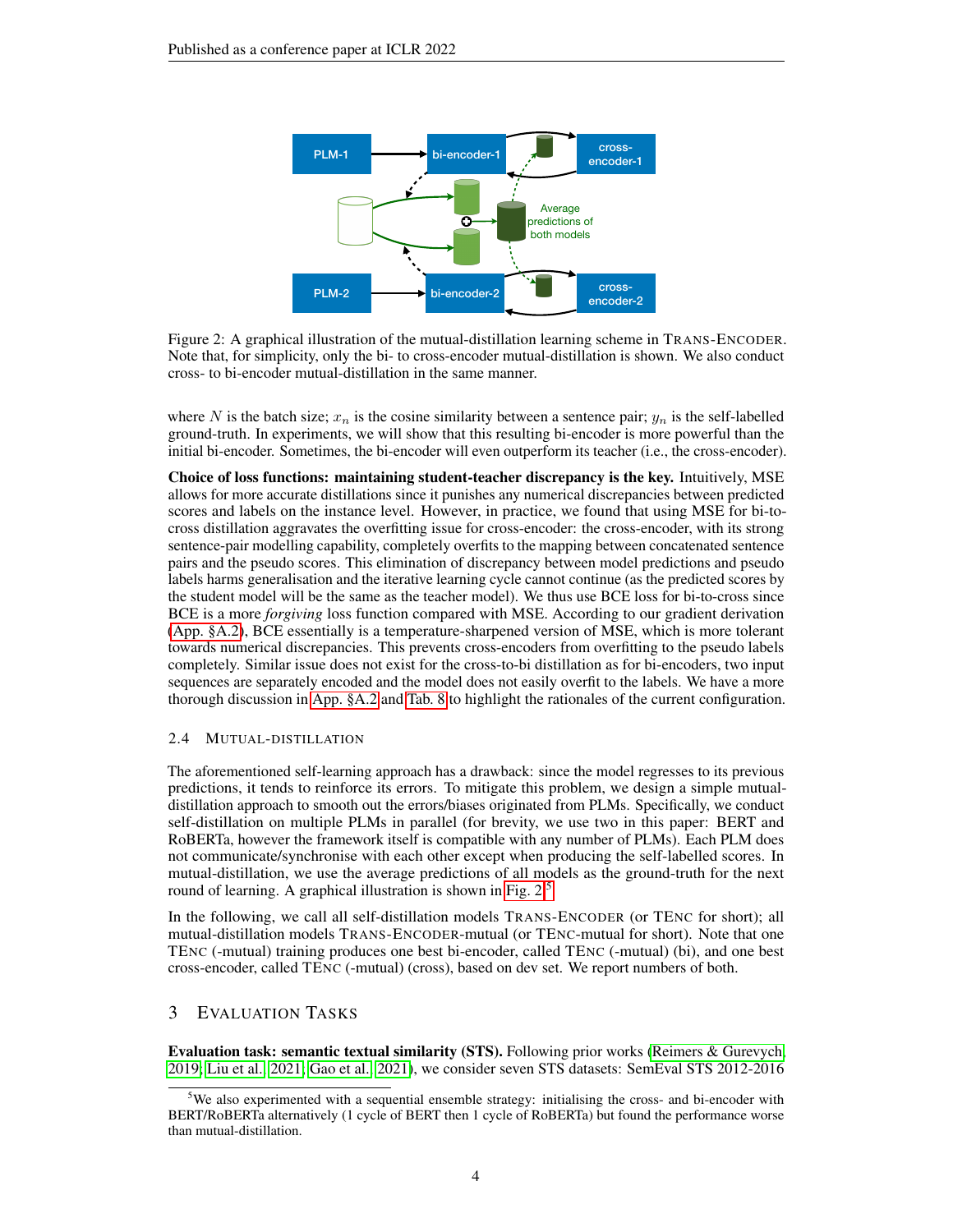Figure 2: A graphical illustration of the mutual-distillation learning scheme in TRANS-ENCODER. Note that, for simplicity, only the bi- to cross-encoder mutual-distillation is shown. We also conduct cross- to bi-encoder mutual-distillation in the same manner.

where $N$ is the batch size; $x_n$ is the cosine similarity between a sentence pair; $y_n$ is the self-labelled ground-truth. In experiments, we will show that this resulting bi-encoder is more powerful than the initial bi-encoder. Sometimes, the bi-encoder will even outperform its teacher (i.e., the cross-encoder).

**Choice of loss functions: maintaining student-teacher discrepancy is the key.** Intuitively, MSE allows for more accurate distillations since it punishes any numerical discrepancies between predicted scores and labels on the instance level. However, in practice, we found that using MSE for bi-to-cross distillation aggravates the overfitting issue for cross-encoder: the cross-encoder, with its strong sentence-pair modelling capability, completely overfits to the mapping between concatenated sentence pairs and the pseudo scores. This elimination of discrepancy between model predictions and pseudo labels harms generalisation and the iterative learning cycle cannot continue (as the predicted scores by the student model will be the same as the teacher model). We thus use BCE loss for bi-to-cross since BCE is a more *forgiving* loss function compared with MSE. According to our gradient derivation (App. §A.2), BCE essentially is a temperature-sharpened version of MSE, which is more tolerant towards numerical discrepancies. This prevents cross-encoders from overfitting to the pseudo labels completely. Similar issue does not exist for the cross-to-bi distillation as for bi-encoders, two input sequences are separately encoded and the model does not easily overfit to the labels. We have a more thorough discussion in App. §A.2 and Tab. 8 to highlight the rationales of the current configuration.

### 2.4 MUTUAL-DISTILLATION

The aforementioned self-learning approach has a drawback: since the model regresses to its previous predictions, it tends to reinforce its errors. To mitigate this problem, we design a simple mutual-distillation approach to smooth out the errors/biases originated from PLMs. Specifically, we conduct self-distillation on multiple PLMs in parallel (for brevity, we use two in this paper: BERT and RoBERTa, however the framework itself is compatible with any number of PLMs). Each PLM does not communicate/synchronise with each other except when producing the self-labelled scores. In mutual-distillation, we use the average predictions of all models as the ground-truth for the next round of learning. A graphical illustration is shown in Fig. 2.[5]

In the following, we call all self-distillation models TRANS-ENCODER (or TENC for short); all mutual-distillation models TRANS-ENCODER-mutual (or TENC-mutual for short). Note that one TENC (-mutual) training produces one best bi-encoder, called TENC (-mutual) (bi), and one best cross-encoder, called TENC (-mutual) (cross), based on dev set. We report numbers of both.

## 3 EVALUATION TASKS

**Evaluation task: semantic textual similarity (STS).** Following prior works (Reimers & Gurevych, 2019; Liu et al., 2021; Gao et al., 2021), we consider seven STS datasets: SemEval STS 2012-2016

[5]We also experimented with a sequential ensemble strategy: initialising the cross- and bi-encoder with BERT/RoBERTa alternatively (1 cycle of BERT then 1 cycle of RoBERTa) but found the performance worse than mutual-distillation.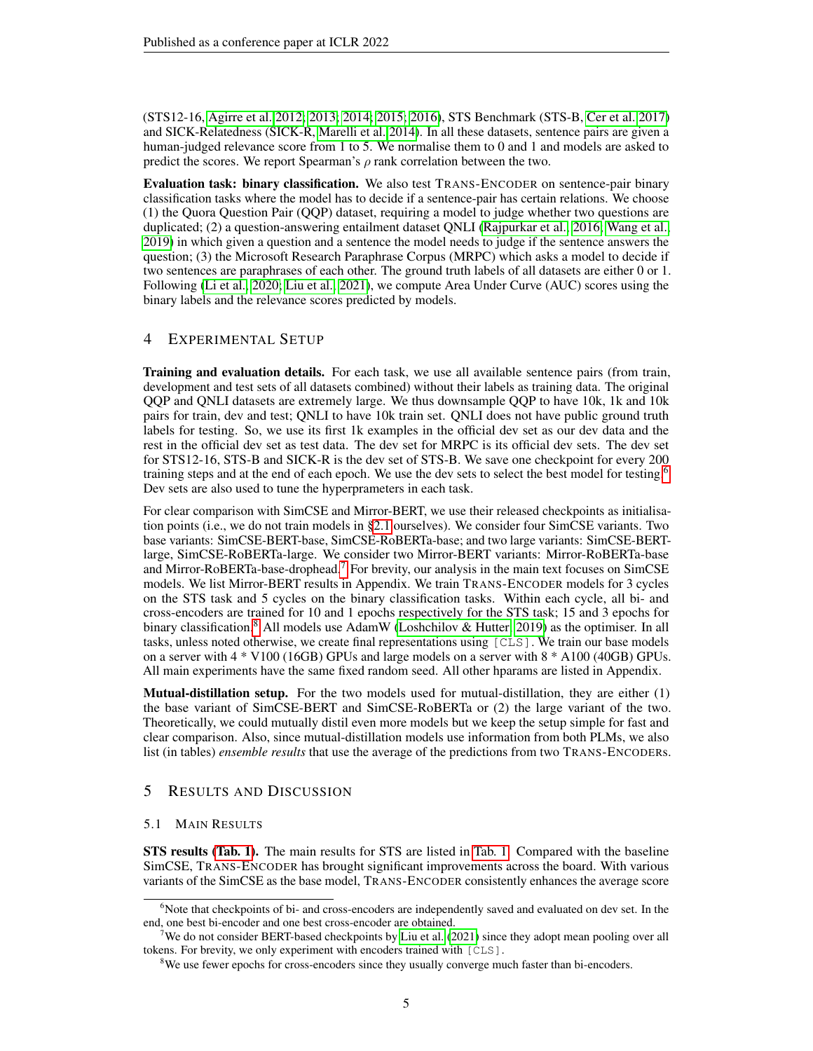(STS12-16, Agirre et al. 2012; 2013; 2014; 2015; 2016), STS Benchmark (STS-B, Cer et al. 2017) and SICK-Relatedness (SICK-R, Marelli et al. 2014). In all these datasets, sentence pairs are given a human-judged relevance score from 1 to 5. We normalise them to 0 and 1 and models are asked to predict the scores. We report Spearman's $\rho$ rank correlation between the two.

**Evaluation task: binary classification.** We also test TRANS-ENCODER on sentence-pair binary classification tasks where the model has to decide if a sentence-pair has certain relations. We choose (1) the Quora Question Pair (QQP) dataset, requiring a model to judge whether two questions are duplicated; (2) a question-answering entailment dataset QNLI (Rajpurkar et al., 2016; Wang et al., 2019) in which given a question and a sentence the model needs to judge if the sentence answers the question; (3) the Microsoft Research Paraphrase Corpus (MRPC) which asks a model to decide if two sentences are paraphrases of each other. The ground truth labels of all datasets are either 0 or 1. Following (Li et al., 2020; Liu et al., 2021), we compute Area Under Curve (AUC) scores using the binary labels and the relevance scores predicted by models.

## 4 EXPERIMENTAL SETUP

**Training and evaluation details.** For each task, we use all available sentence pairs (from train, development and test sets of all datasets combined) without their labels as training data. The original QQP and QNLI datasets are extremely large. We thus downsample QQP to have 10k, 1k and 10k pairs for train, dev and test; QNLI to have 10k train set. QNLI does not have public ground truth labels for testing. So, we use its first 1k examples in the official dev set as our dev data and the rest in the official dev set as test data. The dev set for MRPC is its official dev sets. The dev set for STS12-16, STS-B and SICK-R is the dev set of STS-B. We save one checkpoint for every 200 training steps and at the end of each epoch. We use the dev sets to select the best model for testing.[6] Dev sets are also used to tune the hyperprameters in each task.

For clear comparison with SimCSE and Mirror-BERT, we use their released checkpoints as initialisation points (i.e., we do not train models in §2.1 ourselves). We consider four SimCSE variants. Two base variants: SimCSE-BERT-base, SimCSE-RoBERTa-base; and two large variants: SimCSE-BERT-large, SimCSE-RoBERTa-large. We consider two Mirror-BERT variants: Mirror-RoBERTa-base and Mirror-RoBERTa-base-drophead.[7] For brevity, our analysis in the main text focuses on SimCSE models. We list Mirror-BERT results in Appendix. We train TRANS-ENCODER models for 3 cycles on the STS task and 5 cycles on the binary classification tasks. Within each cycle, all bi- and cross-encoders are trained for 10 and 1 epochs respectively for the STS task; 15 and 3 epochs for binary classification.[8] All models use AdamW (Loshchilov & Hutter, 2019) as the optimiser. In all tasks, unless noted otherwise, we create final representations using `[CLS]`. We train our base models on a server with 4 * V100 (16GB) GPUs and large models on a server with 8 * A100 (40GB) GPUs. All main experiments have the same fixed random seed. All other hparams are listed in Appendix.

**Mutual-distillation setup.** For the two models used for mutual-distillation, they are either (1) the base variant of SimCSE-BERT and SimCSE-RoBERTa or (2) the large variant of the two. Theoretically, we could mutually distil even more models but we keep the setup simple for fast and clear comparison. Also, since mutual-distillation models use information from both PLMs, we also list (in tables) *ensemble results* that use the average of the predictions from two TRANS-ENCODERs.

## 5 RESULTS AND DISCUSSION

### 5.1 MAIN RESULTS

**STS results (Tab. 1).** The main results for STS are listed in Tab. 1. Compared with the baseline SimCSE, TRANS-ENCODER has brought significant improvements across the board. With various variants of the SimCSE as the base model, TRANS-ENCODER consistently enhances the average score

---

[6] Note that checkpoints of bi- and cross-encoders are independently saved and evaluated on dev set. In the end, one best bi-encoder and one best cross-encoder are obtained.

[7] We do not consider BERT-based checkpoints by Liu et al. (2021) since they adopt mean pooling over all tokens. For brevity, we only experiment with encoders trained with `[CLS]`.

[8] We use fewer epochs for cross-encoders since they usually converge much faster than bi-encoders.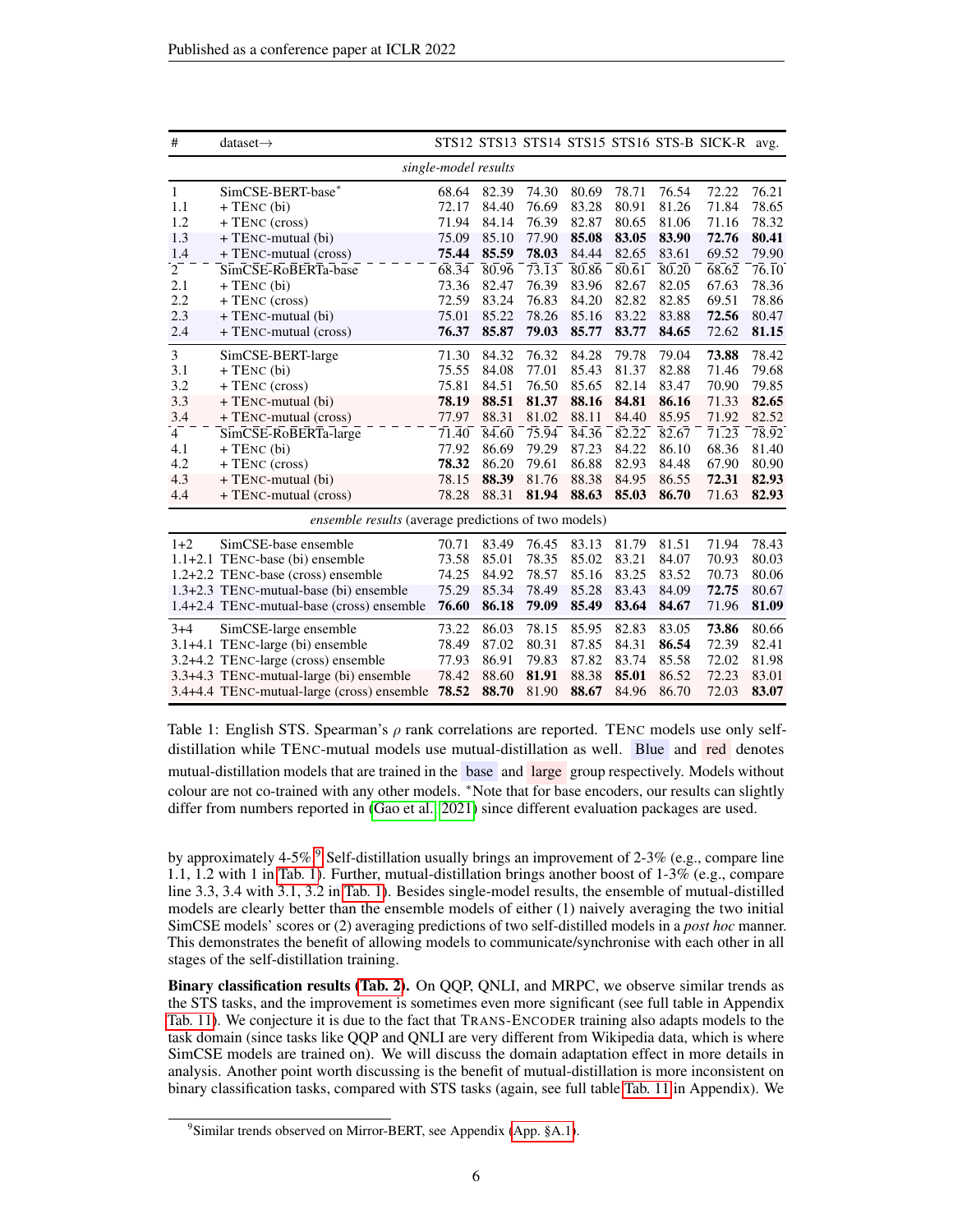| # | dataset→ | STS12 | STS13 | STS14 | STS15 | STS16 | STS-B | SICK-R | avg. |
|---|---|---|---|---|---|---|---|---|---|
| | *single-model results* | | | | | | | | |
| 1 | SimCSE-BERT-base* | 68.64 | 82.39 | 74.30 | 80.69 | 78.71 | 76.54 | 72.22 | 76.21 |
| 1.1 | + TENC (bi) | 72.17 | 84.40 | 76.69 | 83.28 | 80.91 | 81.26 | 71.84 | 78.65 |
| 1.2 | + TENC (cross) | 71.94 | 84.14 | 76.39 | 82.87 | 80.65 | 81.06 | 71.16 | 78.32 |
| 1.3 | + TENC-mutual (bi) | 75.09 | 85.10 | 77.90 | **85.08** | **83.05** | **83.90** | **72.76** | **80.41** |
| 1.4 | + TENC-mutual (cross) | **75.44** | **85.59** | **78.03** | 84.44 | 82.65 | 83.61 | 69.52 | 79.90 |
| 2 | SimCSE-RoBERTa-base | 68.34 | 80.96 | 73.13 | 80.86 | 80.61 | 80.20 | 68.62 | 76.10 |
| 2.1 | + TENC (bi) | 73.36 | 82.47 | 76.39 | 83.96 | 82.67 | 82.05 | 67.63 | 78.36 |
| 2.2 | + TENC (cross) | 72.59 | 83.24 | 76.83 | 84.20 | 82.82 | 82.85 | 69.51 | 78.86 |
| 2.3 | + TENC-mutual (bi) | 75.01 | 85.22 | 78.26 | 85.16 | 83.22 | 83.88 | **72.56** | 80.47 |
| 2.4 | + TENC-mutual (cross) | **76.37** | **85.87** | **79.03** | **85.77** | **83.77** | **84.65** | 72.62 | **81.15** |
| 3 | SimCSE-BERT-large | 71.30 | 84.32 | 76.32 | 84.28 | 79.78 | 79.04 | **73.88** | 78.42 |
| 3.1 | + TENC (bi) | 75.55 | 84.08 | 77.01 | 85.43 | 81.37 | 82.88 | 71.46 | 79.68 |
| 3.2 | + TENC (cross) | 75.81 | 84.51 | 76.50 | 85.65 | 82.14 | 83.47 | 70.90 | 79.85 |
| 3.3 | + TENC-mutual (bi) | **78.19** | **88.51** | **81.37** | **88.16** | **84.81** | **86.16** | 71.33 | **82.65** |
| 3.4 | + TENC-mutual (cross) | 77.97 | 88.31 | 81.02 | 88.11 | 84.40 | 85.95 | 71.92 | 82.52 |
| 4 | SimCSE-RoBERTa-large | 71.40 | 84.60 | 75.94 | 84.36 | 82.22 | 82.67 | 71.23 | 78.92 |
| 4.1 | + TENC (bi) | 77.92 | 86.69 | 79.29 | 87.23 | 84.22 | 86.10 | 68.36 | 81.40 |
| 4.2 | + TENC (cross) | **78.32** | 86.20 | 79.61 | 86.88 | 82.93 | 84.48 | 67.90 | 80.90 |
| 4.3 | + TENC-mutual (bi) | 78.15 | **88.39** | 81.76 | 88.38 | 84.95 | 86.55 | **72.31** | **82.93** |
| 4.4 | + TENC-mutual (cross) | 78.28 | 88.31 | **81.94** | **88.63** | **85.03** | **86.70** | 71.63 | **82.93** |
| | *ensemble results* (average predictions of two models) | | | | | | | | |
| 1+2 | SimCSE-base ensemble | 70.71 | 83.49 | 76.45 | 83.13 | 81.79 | 81.51 | 71.94 | 78.43 |
| 1.1+2.1 | TENC-base (bi) ensemble | 73.58 | 85.01 | 78.35 | 85.02 | 83.21 | 84.07 | 70.93 | 80.03 |
| 1.2+2.2 | TENC-base (cross) ensemble | 74.25 | 84.92 | 78.57 | 85.16 | 83.25 | 83.52 | 70.73 | 80.06 |
| 1.3+2.3 | TENC-mutual-base (bi) ensemble | 75.29 | 85.34 | 78.49 | 85.28 | 83.43 | 84.09 | **72.75** | 80.67 |
| 1.4+2.4 | TENC-mutual-base (cross) ensemble | **76.60** | **86.18** | **79.09** | **85.49** | **83.64** | **84.67** | 71.96 | **81.09** |
| 3+4 | SimCSE-large ensemble | 73.22 | 86.03 | 78.15 | 85.95 | 82.83 | 83.05 | **73.86** | 80.66 |
| 3.1+4.1 | TENC-large (bi) ensemble | 78.49 | 87.02 | 80.31 | 87.85 | 84.31 | **86.54** | 72.39 | 82.41 |
| 3.2+4.2 | TENC-large (cross) ensemble | 77.93 | 86.91 | 79.83 | 87.82 | 83.74 | 85.58 | 72.02 | 81.98 |
| 3.3+4.3 | TENC-mutual-large (bi) ensemble | 78.42 | 88.60 | **81.91** | 88.38 | **85.01** | 86.52 | 72.23 | 83.01 |
| 3.4+4.4 | TENC-mutual-large (cross) ensemble | **78.52** | **88.70** | 81.90 | **88.67** | 84.96 | 86.70 | 72.03 | **83.07** |

Table 1: English STS. Spearman's $\rho$ rank correlations are reported. TENC models use only self-distillation while TENC-mutual models use mutual-distillation as well. Blue and red denotes mutual-distillation models that are trained in the base and large group respectively. Models without colour are not co-trained with any other models. *Note that for base encoders, our results can slightly differ from numbers reported in (Gao et al., 2021) since different evaluation packages are used.

by approximately 4-5%.[9] Self-distillation usually brings an improvement of 2-3% (e.g., compare line 1.1, 1.2 with 1 in Tab. 1). Further, mutual-distillation brings another boost of 1-3% (e.g., compare line 3.3, 3.4 with 3.1, 3.2 in Tab. 1). Besides single-model results, the ensemble of mutual-distilled models are clearly better than the ensemble models of either (1) naively averaging the two initial SimCSE models' scores or (2) averaging predictions of two self-distilled models in a *post hoc* manner. This demonstrates the benefit of allowing models to communicate/synchronise with each other in all stages of the self-distillation training.

**Binary classification results (Tab. 2).** On QQP, QNLI, and MRPC, we observe similar trends as the STS tasks, and the improvement is sometimes even more significant (see full table in Appendix Tab. 11). We conjecture it is due to the fact that TRANS-ENCODER training also adapts models to the task domain (since tasks like QQP and QNLI are very different from Wikipedia data, which is where SimCSE models are trained on). We will discuss the domain adaptation effect in more details in analysis. Another point worth discussing is the benefit of mutual-distillation is more inconsistent on binary classification tasks, compared with STS tasks (again, see full table Tab. 11 in Appendix). We

[9]Similar trends observed on Mirror-BERT, see Appendix (App. §A.1).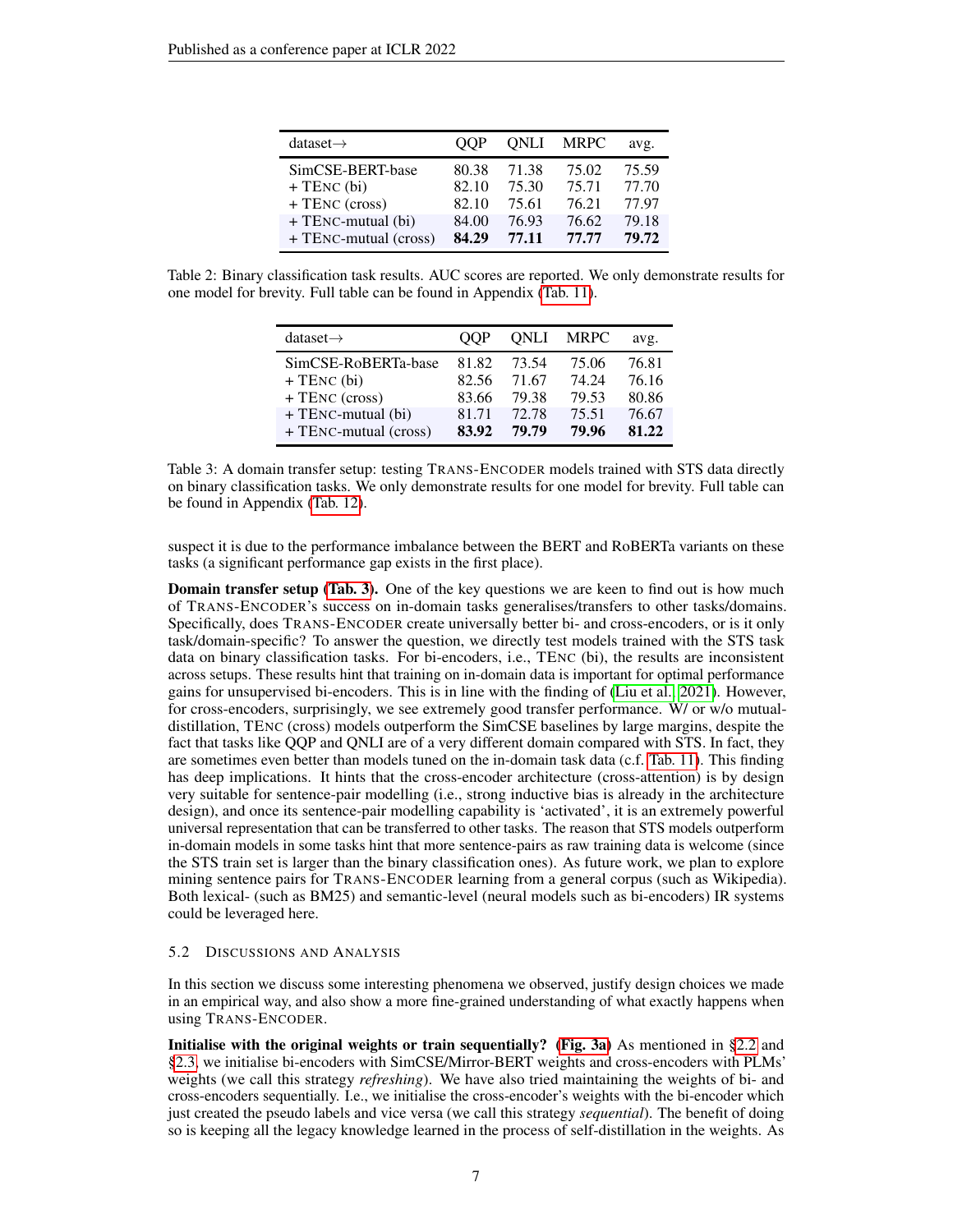| dataset→ | QQP | QNLI | MRPC | avg. |
|---|---|---|---|---|
| SimCSE-BERT-base | 80.38 | 71.38 | 75.02 | 75.59 |
| + TENC (bi) | 82.10 | 75.30 | 75.71 | 77.70 |
| + TENC (cross) | 82.10 | 75.61 | 76.21 | 77.97 |
| + TENC-mutual (bi) | 84.00 | 76.93 | 76.62 | 79.18 |
| + TENC-mutual (cross) | **84.29** | **77.11** | **77.77** | **79.72** |

Table 2: Binary classification task results. AUC scores are reported. We only demonstrate results for one model for brevity. Full table can be found in Appendix (Tab. 11).

| dataset→ | QQP | QNLI | MRPC | avg. |
|---|---|---|---|---|
| SimCSE-RoBERTa-base | 81.82 | 73.54 | 75.06 | 76.81 |
| + TENC (bi) | 82.56 | 71.67 | 74.24 | 76.16 |
| + TENC (cross) | 83.66 | 79.38 | 79.53 | 80.86 |
| + TENC-mutual (bi) | 81.71 | 72.78 | 75.51 | 76.67 |
| + TENC-mutual (cross) | **83.92** | **79.79** | **79.96** | **81.22** |

Table 3: A domain transfer setup: testing TRANS-ENCODER models trained with STS data directly on binary classification tasks. We only demonstrate results for one model for brevity. Full table can be found in Appendix (Tab. 12).

suspect it is due to the performance imbalance between the BERT and RoBERTa variants on these tasks (a significant performance gap exists in the first place).

**Domain transfer setup (Tab. 3).** One of the key questions we are keen to find out is how much of TRANS-ENCODER's success on in-domain tasks generalises/transfers to other tasks/domains. Specifically, does TRANS-ENCODER create universally better bi- and cross-encoders, or is it only task/domain-specific? To answer the question, we directly test models trained with the STS task data on binary classification tasks. For bi-encoders, i.e., TENC (bi), the results are inconsistent across setups. These results hint that training on in-domain data is important for optimal performance gains for unsupervised bi-encoders. This is in line with the finding of (Liu et al., 2021). However, for cross-encoders, surprisingly, we see extremely good transfer performance. W/ or w/o mutual-distillation, TENC (cross) models outperform the SimCSE baselines by large margins, despite the fact that tasks like QQP and QNLI are of a very different domain compared with STS. In fact, they are sometimes even better than models tuned on the in-domain task data (c.f. Tab. 11). This finding has deep implications. It hints that the cross-encoder architecture (cross-attention) is by design very suitable for sentence-pair modelling (i.e., strong inductive bias is already in the architecture design), and once its sentence-pair modelling capability is 'activated', it is an extremely powerful universal representation that can be transferred to other tasks. The reason that STS models outperform in-domain models in some tasks hint that more sentence-pairs as raw training data is welcome (since the STS train set is larger than the binary classification ones). As future work, we plan to explore mining sentence pairs for TRANS-ENCODER learning from a general corpus (such as Wikipedia). Both lexical- (such as BM25) and semantic-level (neural models such as bi-encoders) IR systems could be leveraged here.

### 5.2 DISCUSSIONS AND ANALYSIS

In this section we discuss some interesting phenomena we observed, justify design choices we made in an empirical way, and also show a more fine-grained understanding of what exactly happens when using TRANS-ENCODER.

**Initialise with the original weights or train sequentially? (Fig. 3a)** As mentioned in §2.2 and §2.3, we initialise bi-encoders with SimCSE/Mirror-BERT weights and cross-encoders with PLMs' weights (we call this strategy *refreshing*). We have also tried maintaining the weights of bi- and cross-encoders sequentially. I.e., we initialise the cross-encoder's weights with the bi-encoder which just created the pseudo labels and vice versa (we call this strategy *sequential*). The benefit of doing so is keeping all the legacy knowledge learned in the process of self-distillation in the weights. As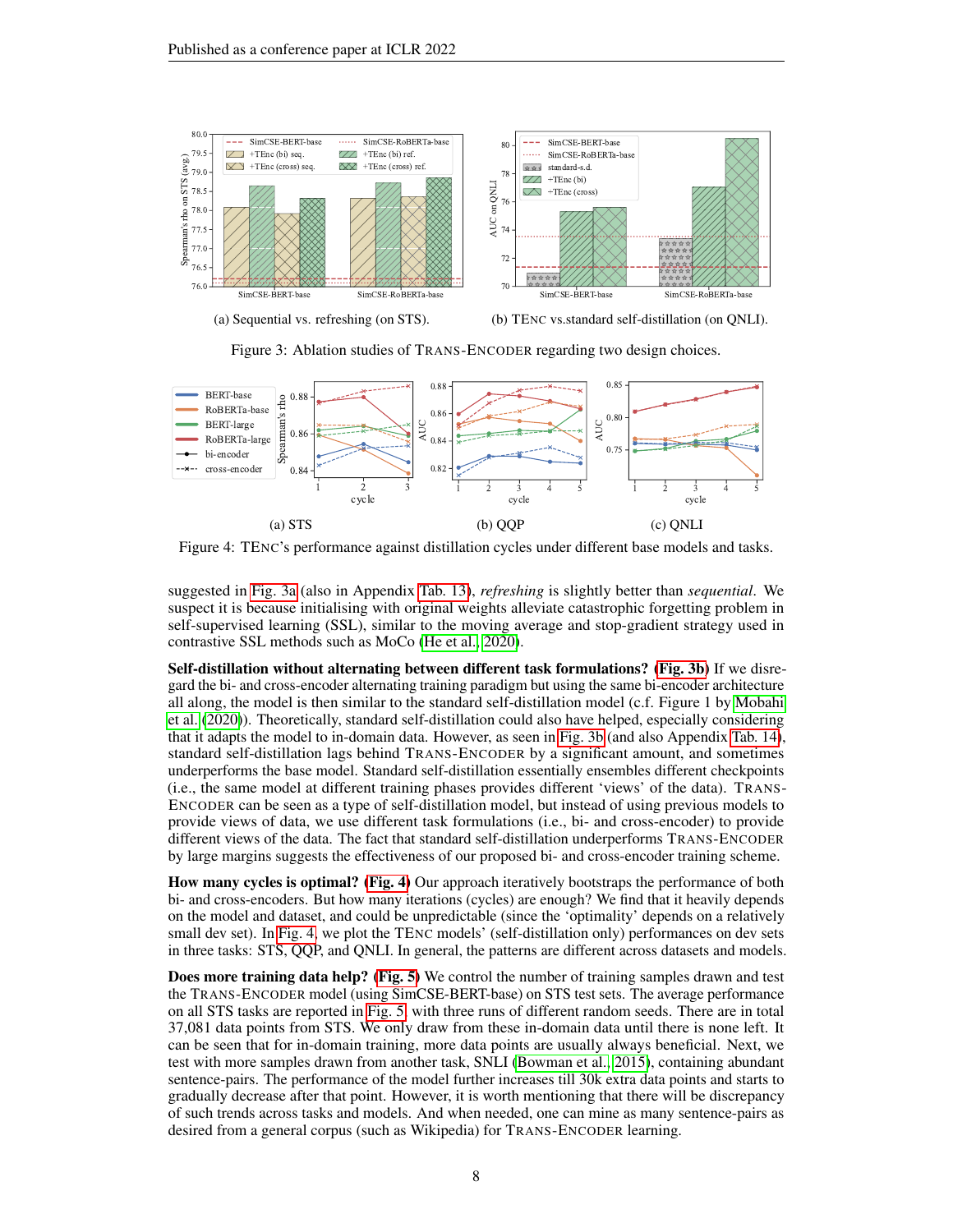(a) Sequential vs. refreshing (on STS).

(b) TENC vs.standard self-distillation (on QNLI).

Figure 3: Ablation studies of TRANS-ENCODER regarding two design choices.

(a) STS

(b) QQP

(c) QNLI

Figure 4: TENC's performance against distillation cycles under different base models and tasks.

suggested in Fig. 3a (also in Appendix Tab. 13), *refreshing* is slightly better than *sequential*. We suspect it is because initialising with original weights alleviate catastrophic forgetting problem in self-supervised learning (SSL), similar to the moving average and stop-gradient strategy used in contrastive SSL methods such as MoCo (He et al., 2020).

**Self-distillation without alternating between different task formulations? (Fig. 3b)** If we disregard the bi- and cross-encoder alternating training paradigm but using the same bi-encoder architecture all along, the model is then similar to the standard self-distillation model (c.f. Figure 1 by Mobahi et al. (2020)). Theoretically, standard self-distillation could also have helped, especially considering that it adapts the model to in-domain data. However, as seen in Fig. 3b (and also Appendix Tab. 14), standard self-distillation lags behind TRANS-ENCODER by a significant amount, and sometimes underperforms the base model. Standard self-distillation essentially ensembles different checkpoints (i.e., the same model at different training phases provides different 'views' of the data). TRANS-ENCODER can be seen as a type of self-distillation model, but instead of using previous models to provide views of data, we use different task formulations (i.e., bi- and cross-encoder) to provide different views of the data. The fact that standard self-distillation underperforms TRANS-ENCODER by large margins suggests the effectiveness of our proposed bi- and cross-encoder training scheme.

**How many cycles is optimal? (Fig. 4)** Our approach iteratively bootstraps the performance of both bi- and cross-encoders. But how many iterations (cycles) are enough? We find that it heavily depends on the model and dataset, and could be unpredictable (since the 'optimality' depends on a relatively small dev set). In Fig. 4, we plot the TENC models' (self-distillation only) performances on dev sets in three tasks: STS, QQP, and QNLI. In general, the patterns are different across datasets and models.

**Does more training data help? (Fig. 5)** We control the number of training samples drawn and test the TRANS-ENCODER model (using SimCSE-BERT-base) on STS test sets. The average performance on all STS tasks are reported in Fig. 5, with three runs of different random seeds. There are in total 37,081 data points from STS. We only draw from these in-domain data until there is none left. It can be seen that for in-domain training, more data points are usually always beneficial. Next, we test with more samples drawn from another task, SNLI (Bowman et al., 2015), containing abundant sentence-pairs. The performance of the model further increases till 30k extra data points and starts to gradually decrease after that point. However, it is worth mentioning that there will be discrepancy of such trends across tasks and models. And when needed, one can mine as many sentence-pairs as desired from a general corpus (such as Wikipedia) for TRANS-ENCODER learning.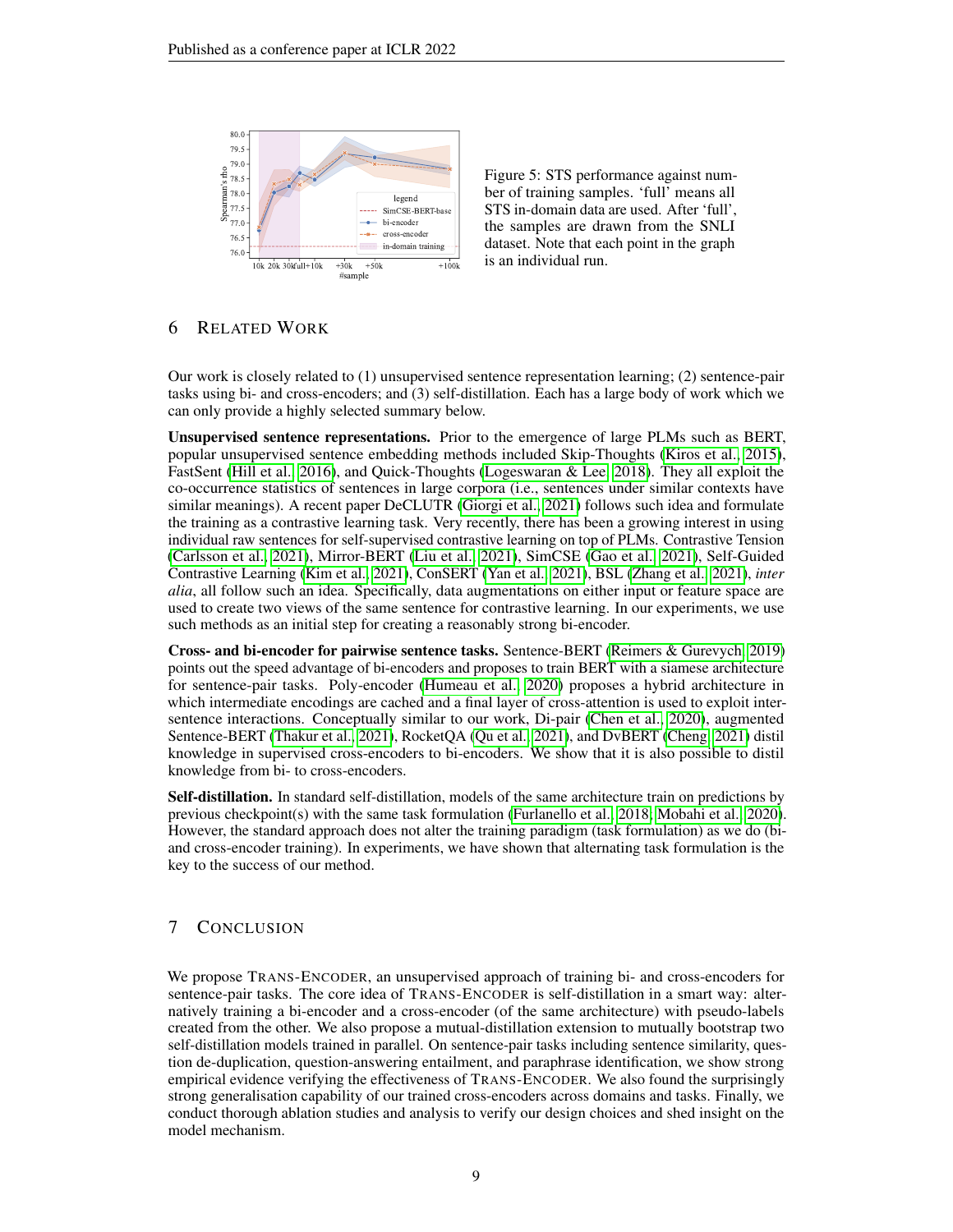Figure 5: STS performance against number of training samples. 'full' means all STS in-domain data are used. After 'full', the samples are drawn from the SNLI dataset. Note that each point in the graph is an individual run.

## 6 Related Work

Our work is closely related to (1) unsupervised sentence representation learning; (2) sentence-pair tasks using bi- and cross-encoders; and (3) self-distillation. Each has a large body of work which we can only provide a highly selected summary below.

**Unsupervised sentence representations.** Prior to the emergence of large PLMs such as BERT, popular unsupervised sentence embedding methods included Skip-Thoughts (Kiros et al., 2015), FastSent (Hill et al., 2016), and Quick-Thoughts (Logeswaran & Lee, 2018). They all exploit the co-occurrence statistics of sentences in large corpora (i.e., sentences under similar contexts have similar meanings). A recent paper DeCLUTR (Giorgi et al., 2021) follows such idea and formulate the training as a contrastive learning task. Very recently, there has been a growing interest in using individual raw sentences for self-supervised contrastive learning on top of PLMs. Contrastive Tension (Carlsson et al., 2021), Mirror-BERT (Liu et al., 2021), SimCSE (Gao et al., 2021), Self-Guided Contrastive Learning (Kim et al., 2021), ConSERT (Yan et al., 2021), BSL (Zhang et al., 2021), *inter alia*, all follow such an idea. Specifically, data augmentations on either input or feature space are used to create two views of the same sentence for contrastive learning. In our experiments, we use such methods as an initial step for creating a reasonably strong bi-encoder.

**Cross- and bi-encoder for pairwise sentence tasks.** Sentence-BERT (Reimers & Gurevych, 2019) points out the speed advantage of bi-encoders and proposes to train BERT with a siamese architecture for sentence-pair tasks. Poly-encoder (Humeau et al., 2020) proposes a hybrid architecture in which intermediate encodings are cached and a final layer of cross-attention is used to exploit inter-sentence interactions. Conceptually similar to our work, Di-pair (Chen et al., 2020), augmented Sentence-BERT (Thakur et al., 2021), RocketQA (Qu et al., 2021), and DvBERT (Cheng, 2021) distil knowledge in supervised cross-encoders to bi-encoders. We show that it is also possible to distil knowledge from bi- to cross-encoders.

**Self-distillation.** In standard self-distillation, models of the same architecture train on predictions by previous checkpoint(s) with the same task formulation (Furlanello et al., 2018; Mobahi et al., 2020). However, the standard approach does not alter the training paradigm (task formulation) as we do (bi- and cross-encoder training). In experiments, we have shown that alternating task formulation is the key to the success of our method.

## 7 Conclusion

We propose Trans-Encoder, an unsupervised approach of training bi- and cross-encoders for sentence-pair tasks. The core idea of Trans-Encoder is self-distillation in a smart way: alternatively training a bi-encoder and a cross-encoder (of the same architecture) with pseudo-labels created from the other. We also propose a mutual-distillation extension to mutually bootstrap two self-distillation models trained in parallel. On sentence-pair tasks including sentence similarity, question de-duplication, question-answering entailment, and paraphrase identification, we show strong empirical evidence verifying the effectiveness of Trans-Encoder. We also found the surprisingly strong generalisation capability of our trained cross-encoders across domains and tasks. Finally, we conduct thorough ablation studies and analysis to verify our design choices and shed insight on the model mechanism.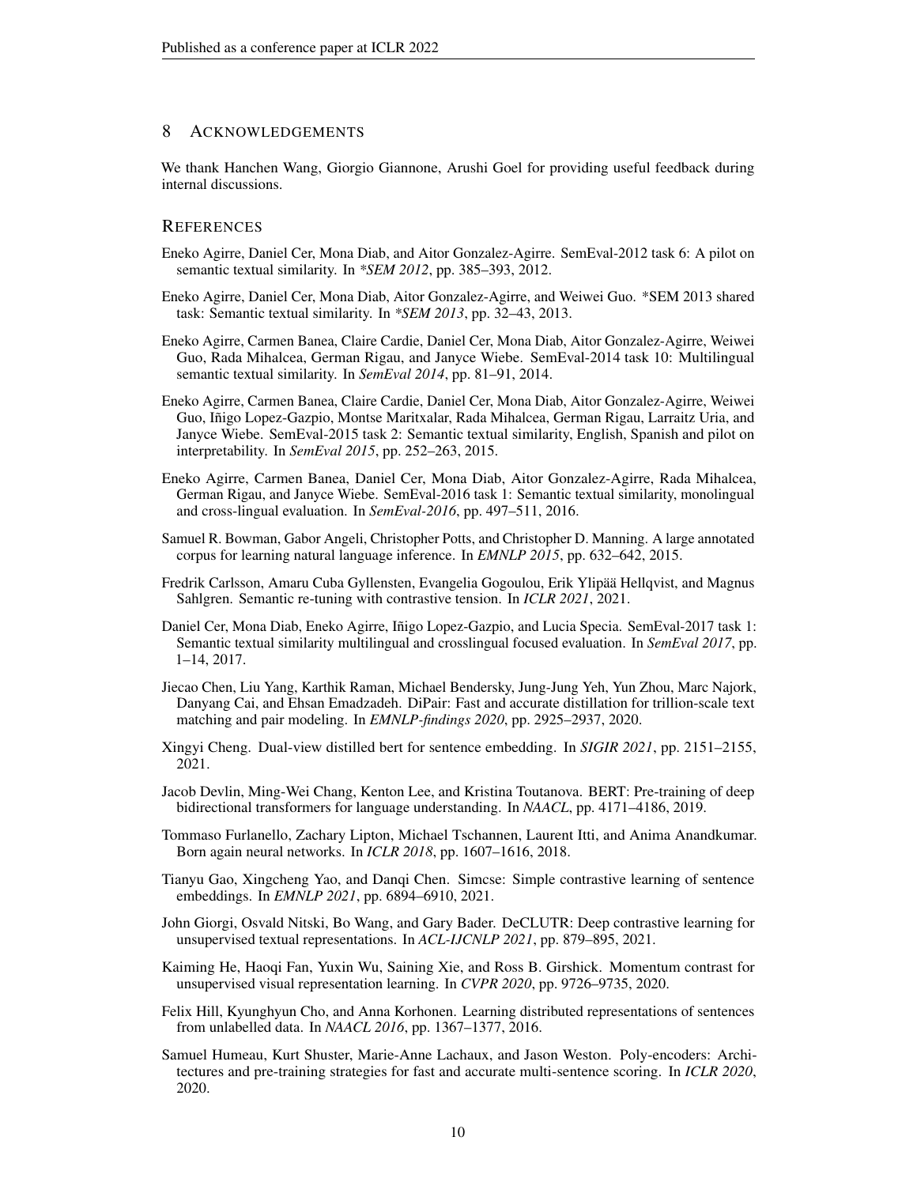## 8 Acknowledgements

We thank Hanchen Wang, Giorgio Giannone, Arushi Goel for providing useful feedback during internal discussions.

## References

Eneko Agirre, Daniel Cer, Mona Diab, and Aitor Gonzalez-Agirre. SemEval-2012 task 6: A pilot on semantic textual similarity. In *\*SEM 2012*, pp. 385–393, 2012.

Eneko Agirre, Daniel Cer, Mona Diab, Aitor Gonzalez-Agirre, and Weiwei Guo. *SEM 2013 shared task: Semantic textual similarity. In *\*SEM 2013*, pp. 32–43, 2013.

Eneko Agirre, Carmen Banea, Claire Cardie, Daniel Cer, Mona Diab, Aitor Gonzalez-Agirre, Weiwei Guo, Rada Mihalcea, German Rigau, and Janyce Wiebe. SemEval-2014 task 10: Multilingual semantic textual similarity. In *SemEval 2014*, pp. 81–91, 2014.

Eneko Agirre, Carmen Banea, Claire Cardie, Daniel Cer, Mona Diab, Aitor Gonzalez-Agirre, Weiwei Guo, Iñigo Lopez-Gazpio, Montse Maritxalar, Rada Mihalcea, German Rigau, Larraitz Uria, and Janyce Wiebe. SemEval-2015 task 2: Semantic textual similarity, English, Spanish and pilot on interpretability. In *SemEval 2015*, pp. 252–263, 2015.

Eneko Agirre, Carmen Banea, Daniel Cer, Mona Diab, Aitor Gonzalez-Agirre, Rada Mihalcea, German Rigau, and Janyce Wiebe. SemEval-2016 task 1: Semantic textual similarity, monolingual and cross-lingual evaluation. In *SemEval-2016*, pp. 497–511, 2016.

Samuel R. Bowman, Gabor Angeli, Christopher Potts, and Christopher D. Manning. A large annotated corpus for learning natural language inference. In *EMNLP 2015*, pp. 632–642, 2015.

Fredrik Carlsson, Amaru Cuba Gyllensten, Evangelia Gogoulou, Erik Ylipää Hellqvist, and Magnus Sahlgren. Semantic re-tuning with contrastive tension. In *ICLR 2021*, 2021.

Daniel Cer, Mona Diab, Eneko Agirre, Iñigo Lopez-Gazpio, and Lucia Specia. SemEval-2017 task 1: Semantic textual similarity multilingual and crosslingual focused evaluation. In *SemEval 2017*, pp. 1–14, 2017.

Jiecao Chen, Liu Yang, Karthik Raman, Michael Bendersky, Jung-Jung Yeh, Yun Zhou, Marc Najork, Danyang Cai, and Ehsan Emadzadeh. DiPair: Fast and accurate distillation for trillion-scale text matching and pair modeling. In *EMNLP-findings 2020*, pp. 2925–2937, 2020.

Xingyi Cheng. Dual-view distilled bert for sentence embedding. In *SIGIR 2021*, pp. 2151–2155, 2021.

Jacob Devlin, Ming-Wei Chang, Kenton Lee, and Kristina Toutanova. BERT: Pre-training of deep bidirectional transformers for language understanding. In *NAACL*, pp. 4171–4186, 2019.

Tommaso Furlanello, Zachary Lipton, Michael Tschannen, Laurent Itti, and Anima Anandkumar. Born again neural networks. In *ICLR 2018*, pp. 1607–1616, 2018.

Tianyu Gao, Xingcheng Yao, and Danqi Chen. Simcse: Simple contrastive learning of sentence embeddings. In *EMNLP 2021*, pp. 6894–6910, 2021.

John Giorgi, Osvald Nitski, Bo Wang, and Gary Bader. DeCLUTR: Deep contrastive learning for unsupervised textual representations. In *ACL-IJCNLP 2021*, pp. 879–895, 2021.

Kaiming He, Haoqi Fan, Yuxin Wu, Saining Xie, and Ross B. Girshick. Momentum contrast for unsupervised visual representation learning. In *CVPR 2020*, pp. 9726–9735, 2020.

Felix Hill, Kyunghyun Cho, and Anna Korhonen. Learning distributed representations of sentences from unlabelled data. In *NAACL 2016*, pp. 1367–1377, 2016.

Samuel Humeau, Kurt Shuster, Marie-Anne Lachaux, and Jason Weston. Poly-encoders: Architectures and pre-training strategies for fast and accurate multi-sentence scoring. In *ICLR 2020*, 2020.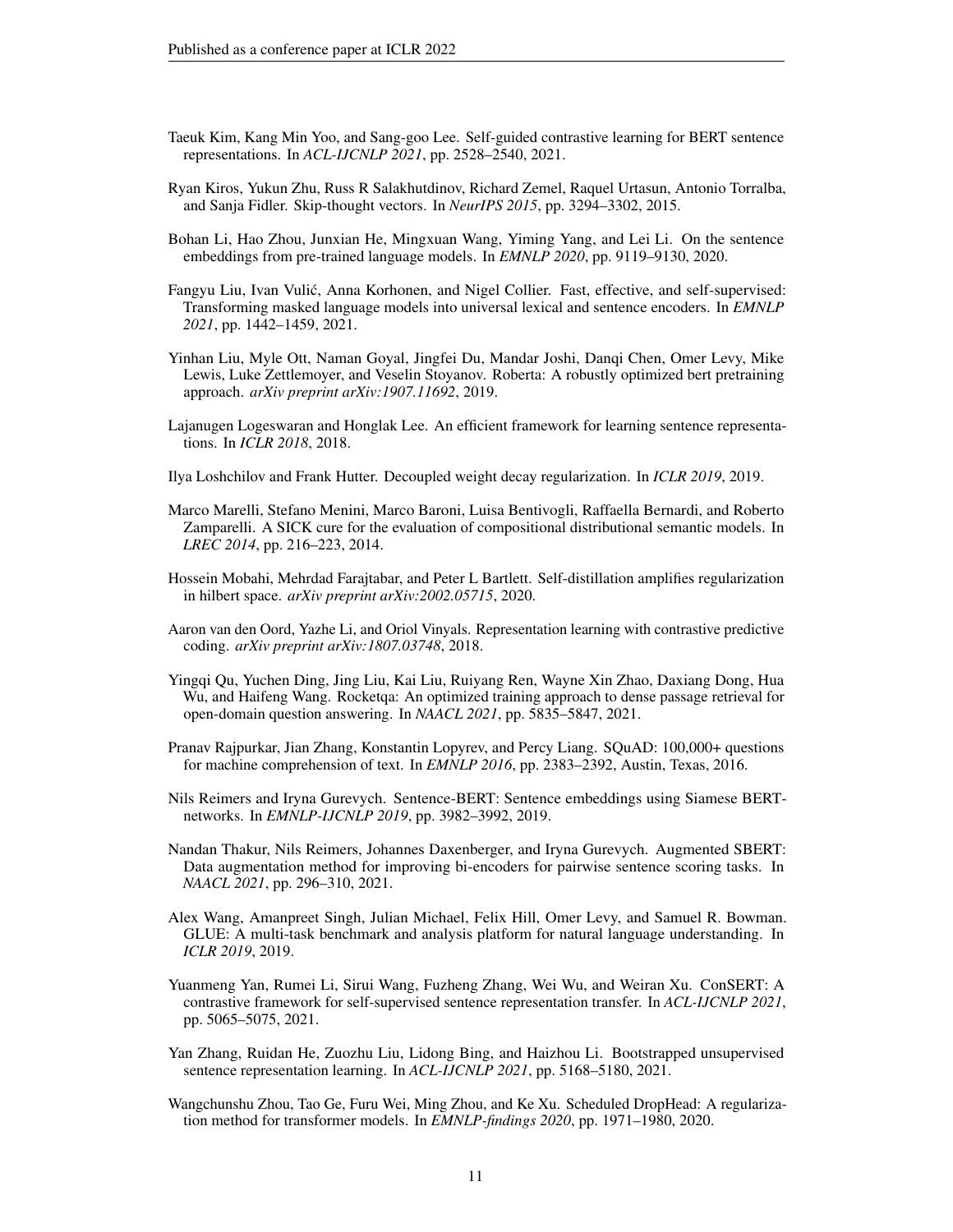Taeuk Kim, Kang Min Yoo, and Sang-goo Lee. Self-guided contrastive learning for BERT sentence representations. In *ACL-IJCNLP 2021*, pp. 2528–2540, 2021.

Ryan Kiros, Yukun Zhu, Russ R Salakhutdinov, Richard Zemel, Raquel Urtasun, Antonio Torralba, and Sanja Fidler. Skip-thought vectors. In *NeurIPS 2015*, pp. 3294–3302, 2015.

Bohan Li, Hao Zhou, Junxian He, Mingxuan Wang, Yiming Yang, and Lei Li. On the sentence embeddings from pre-trained language models. In *EMNLP 2020*, pp. 9119–9130, 2020.

Fangyu Liu, Ivan Vulić, Anna Korhonen, and Nigel Collier. Fast, effective, and self-supervised: Transforming masked language models into universal lexical and sentence encoders. In *EMNLP 2021*, pp. 1442–1459, 2021.

Yinhan Liu, Myle Ott, Naman Goyal, Jingfei Du, Mandar Joshi, Danqi Chen, Omer Levy, Mike Lewis, Luke Zettlemoyer, and Veselin Stoyanov. Roberta: A robustly optimized bert pretraining approach. *arXiv preprint arXiv:1907.11692*, 2019.

Lajanugen Logeswaran and Honglak Lee. An efficient framework for learning sentence representations. In *ICLR 2018*, 2018.

Ilya Loshchilov and Frank Hutter. Decoupled weight decay regularization. In *ICLR 2019*, 2019.

Marco Marelli, Stefano Menini, Marco Baroni, Luisa Bentivogli, Raffaella Bernardi, and Roberto Zamparelli. A SICK cure for the evaluation of compositional distributional semantic models. In *LREC 2014*, pp. 216–223, 2014.

Hossein Mobahi, Mehrdad Farajtabar, and Peter L Bartlett. Self-distillation amplifies regularization in hilbert space. *arXiv preprint arXiv:2002.05715*, 2020.

Aaron van den Oord, Yazhe Li, and Oriol Vinyals. Representation learning with contrastive predictive coding. *arXiv preprint arXiv:1807.03748*, 2018.

Yingqi Qu, Yuchen Ding, Jing Liu, Kai Liu, Ruiyang Ren, Wayne Xin Zhao, Daxiang Dong, Hua Wu, and Haifeng Wang. Rocketqa: An optimized training approach to dense passage retrieval for open-domain question answering. In *NAACL 2021*, pp. 5835–5847, 2021.

Pranav Rajpurkar, Jian Zhang, Konstantin Lopyrev, and Percy Liang. SQuAD: 100,000+ questions for machine comprehension of text. In *EMNLP 2016*, pp. 2383–2392, Austin, Texas, 2016.

Nils Reimers and Iryna Gurevych. Sentence-BERT: Sentence embeddings using Siamese BERT-networks. In *EMNLP-IJCNLP 2019*, pp. 3982–3992, 2019.

Nandan Thakur, Nils Reimers, Johannes Daxenberger, and Iryna Gurevych. Augmented SBERT: Data augmentation method for improving bi-encoders for pairwise sentence scoring tasks. In *NAACL 2021*, pp. 296–310, 2021.

Alex Wang, Amanpreet Singh, Julian Michael, Felix Hill, Omer Levy, and Samuel R. Bowman. GLUE: A multi-task benchmark and analysis platform for natural language understanding. In *ICLR 2019*, 2019.

Yuanmeng Yan, Rumei Li, Sirui Wang, Fuzheng Zhang, Wei Wu, and Weiran Xu. ConSERT: A contrastive framework for self-supervised sentence representation transfer. In *ACL-IJCNLP 2021*, pp. 5065–5075, 2021.

Yan Zhang, Ruidan He, Zuozhu Liu, Lidong Bing, and Haizhou Li. Bootstrapped unsupervised sentence representation learning. In *ACL-IJCNLP 2021*, pp. 5168–5180, 2021.

Wangchunshu Zhou, Tao Ge, Furu Wei, Ming Zhou, and Ke Xu. Scheduled DropHead: A regularization method for transformer models. In *EMNLP-findings 2020*, pp. 1971–1980, 2020.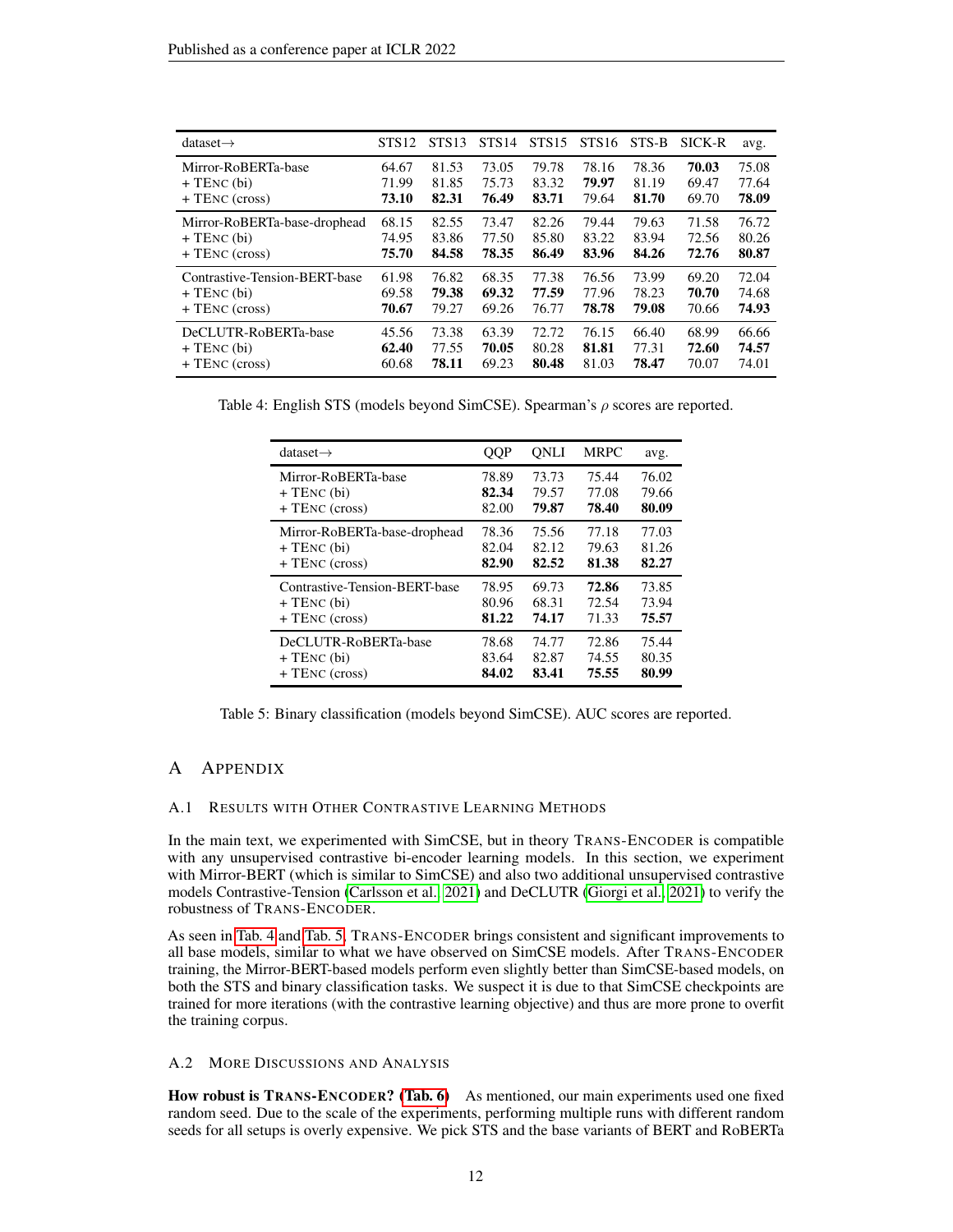| dataset→ | STS12 | STS13 | STS14 | STS15 | STS16 | STS-B | SICK-R | avg. |
|---|---|---|---|---|---|---|---|---|
| Mirror-RoBERTa-base | 64.67 | 81.53 | 73.05 | 79.78 | 78.16 | 78.36 | **70.03** | 75.08 |
| + TENC (bi) | 71.99 | 81.85 | 75.73 | 83.32 | **79.97** | 81.19 | 69.47 | 77.64 |
| + TENC (cross) | **73.10** | **82.31** | **76.49** | **83.71** | 79.64 | **81.70** | 69.70 | **78.09** |
| Mirror-RoBERTa-base-drophead | 68.15 | 82.55 | 73.47 | 82.26 | 79.44 | 79.63 | 71.58 | 76.72 |
| + TENC (bi) | 74.95 | 83.86 | 77.50 | 85.80 | 83.22 | 83.94 | 72.56 | 80.26 |
| + TENC (cross) | **75.70** | **84.58** | **78.35** | **86.49** | **83.96** | **84.26** | **72.76** | **80.87** |
| Contrastive-Tension-BERT-base | 61.98 | 76.82 | 68.35 | 77.38 | 76.56 | 73.99 | 69.20 | 72.04 |
| + TENC (bi) | 69.58 | **79.38** | **69.32** | **77.59** | 77.96 | 78.23 | **70.70** | 74.68 |
| + TENC (cross) | **70.67** | 79.27 | 69.26 | 76.77 | **78.78** | **79.08** | 70.66 | **74.93** |
| DeCLUTR-RoBERTa-base | 45.56 | 73.38 | 63.39 | 72.72 | 76.15 | 66.40 | 68.99 | 66.66 |
| + TENC (bi) | **62.40** | 77.55 | **70.05** | 80.28 | **81.81** | 77.31 | **72.60** | **74.57** |
| + TENC (cross) | 60.68 | **78.11** | 69.23 | **80.48** | 81.03 | **78.47** | 70.07 | 74.01 |

Table 4: English STS (models beyond SimCSE). Spearman's $\rho$ scores are reported.

| dataset→ | QQP | QNLI | MRPC | avg. |
|---|---|---|---|---|
| Mirror-RoBERTa-base | 78.89 | 73.73 | 75.44 | 76.02 |
| + TENC (bi) | **82.34** | 79.57 | 77.08 | 79.66 |
| + TENC (cross) | 82.00 | **79.87** | **78.40** | **80.09** |
| Mirror-RoBERTa-base-drophead | 78.36 | 75.56 | 77.18 | 77.03 |
| + TENC (bi) | 82.04 | 82.12 | 79.63 | 81.26 |
| + TENC (cross) | **82.90** | **82.52** | **81.38** | **82.27** |
| Contrastive-Tension-BERT-base | 78.95 | 69.73 | **72.86** | 73.85 |
| + TENC (bi) | 80.96 | 68.31 | 72.54 | 73.94 |
| + TENC (cross) | **81.22** | **74.17** | 71.33 | **75.57** |
| DeCLUTR-RoBERTa-base | 78.68 | 74.77 | 72.86 | 75.44 |
| + TENC (bi) | 83.64 | 82.87 | 74.55 | 80.35 |
| + TENC (cross) | **84.02** | **83.41** | **75.55** | **80.99** |

Table 5: Binary classification (models beyond SimCSE). AUC scores are reported.

# A Appendix

## A.1 Results with Other Contrastive Learning Methods

In the main text, we experimented with SimCSE, but in theory TRANS-ENCODER is compatible with any unsupervised contrastive bi-encoder learning models. In this section, we experiment with Mirror-BERT (which is similar to SimCSE) and also two additional unsupervised contrastive models Contrastive-Tension (Carlsson et al., 2021) and DeCLUTR (Giorgi et al., 2021) to verify the robustness of TRANS-ENCODER.

As seen in Tab. 4 and Tab. 5, TRANS-ENCODER brings consistent and significant improvements to all base models, similar to what we have observed on SimCSE models. After TRANS-ENCODER training, the Mirror-BERT-based models perform even slightly better than SimCSE-based models, on both the STS and binary classification tasks. We suspect it is due to that SimCSE checkpoints are trained for more iterations (with the contrastive learning objective) and thus are more prone to overfit the training corpus.

## A.2 More Discussions and Analysis

**How robust is TRANS-ENCODER? (Tab. 6)** As mentioned, our main experiments used one fixed random seed. Due to the scale of the experiments, performing multiple runs with different random seeds for all setups is overly expensive. We pick STS and the base variants of BERT and RoBERTa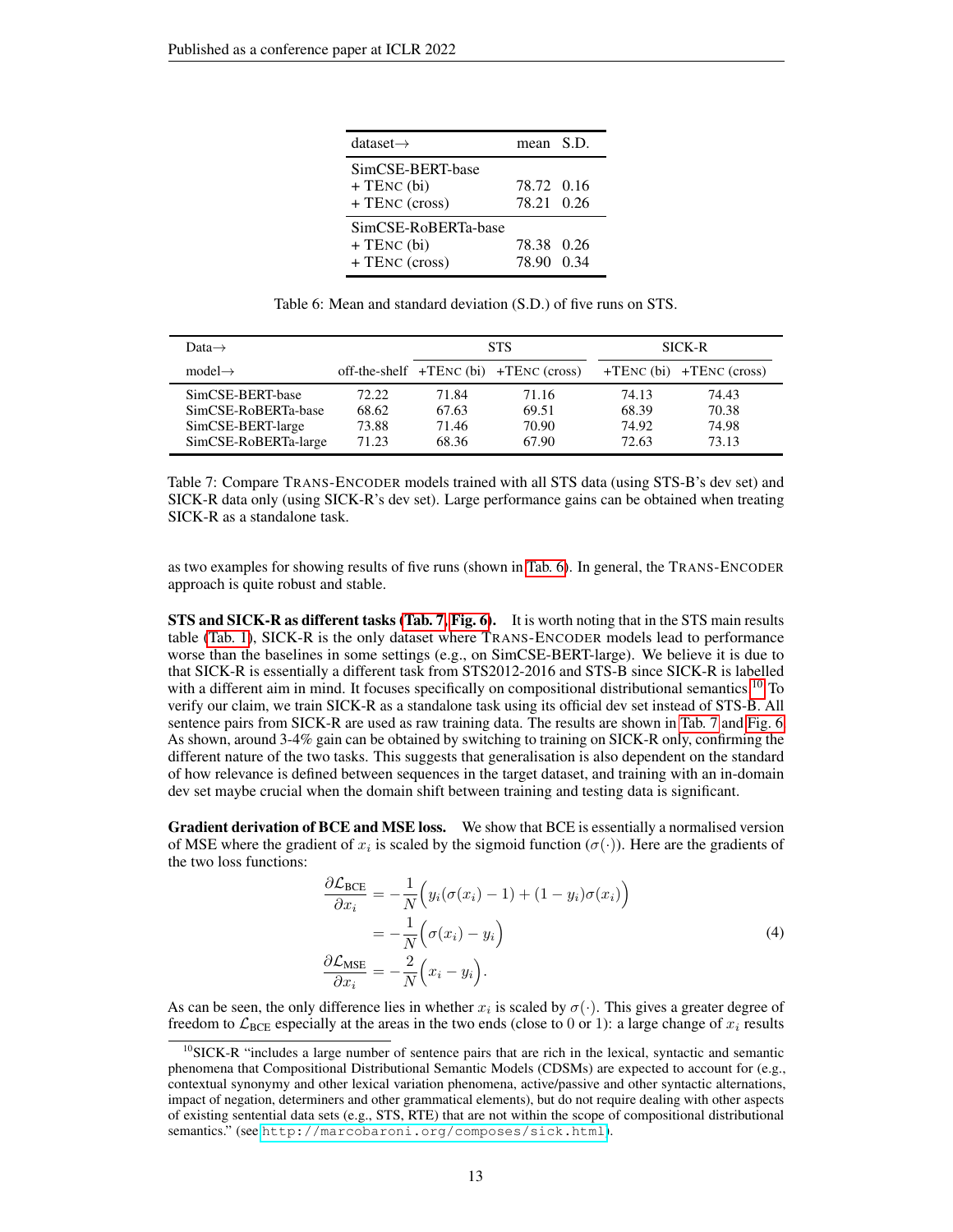| dataset→ | mean | S.D. |
|---|---|---|
| SimCSE-BERT-base | | |
| + TEnc (bi) | 78.72 | 0.16 |
| + TEnc (cross) | 78.21 | 0.26 |
| SimCSE-RoBERTa-base | | |
| + TEnc (bi) | 78.38 | 0.26 |
| + TEnc (cross) | 78.90 | 0.34 |

Table 6: Mean and standard deviation (S.D.) of five runs on STS.

| Data→ | STS | | | SICK-R | |
|---|---|---|---|---|---|
| model→ | off-the-shelf | +TEnc (bi) | +TEnc (cross) | +TEnc (bi) | +TEnc (cross) |
| SimCSE-BERT-base | 72.22 | 71.84 | 71.16 | 74.13 | 74.43 |
| SimCSE-RoBERTa-base | 68.62 | 67.63 | 69.51 | 68.39 | 70.38 |
| SimCSE-BERT-large | 73.88 | 71.46 | 70.90 | 74.92 | 74.98 |
| SimCSE-RoBERTa-large | 71.23 | 68.36 | 67.90 | 72.63 | 73.13 |

Table 7: Compare Trans-Encoder models trained with all STS data (using STS-B's dev set) and SICK-R data only (using SICK-R's dev set). Large performance gains can be obtained when treating SICK-R as a standalone task.

as two examples for showing results of five runs (shown in Tab. 6). In general, the Trans-Encoder approach is quite robust and stable.

**STS and SICK-R as different tasks (Tab. 7, Fig. 6).** It is worth noting that in the STS main results table (Tab. 1), SICK-R is the only dataset where Trans-Encoder models lead to performance worse than the baselines in some settings (e.g., on SimCSE-BERT-large). We believe it is due to that SICK-R is essentially a different task from STS2012-2016 and STS-B since SICK-R is labelled with a different aim in mind. It focuses specifically on compositional distributional semantics.[10] To verify our claim, we train SICK-R as a standalone task using its official dev set instead of STS-B. All sentence pairs from SICK-R are used as raw training data. The results are shown in Tab. 7 and Fig. 6. As shown, around 3-4% gain can be obtained by switching to training on SICK-R only, confirming the different nature of the two tasks. This suggests that generalisation is also dependent on the standard of how relevance is defined between sequences in the target dataset, and training with an in-domain dev set maybe crucial when the domain shift between training and testing data is significant.

**Gradient derivation of BCE and MSE loss.** We show that BCE is essentially a normalised version of MSE where the gradient of $x_i$ is scaled by the sigmoid function ($\sigma(\cdot)$). Here are the gradients of the two loss functions:

$$
\begin{aligned}
\frac{\partial \mathcal{L}_{\text{BCE}}}{\partial x_i} &= -\frac{1}{N}\Big(y_i(\sigma(x_i)-1) + (1-y_i)\sigma(x_i)\Big) \\
&= -\frac{1}{N}\Big(\sigma(x_i) - y_i\Big) \\
\frac{\partial \mathcal{L}_{\text{MSE}}}{\partial x_i} &= -\frac{2}{N}\Big(x_i - y_i\Big).
\end{aligned}
\tag{4}
$$

As can be seen, the only difference lies in whether $x_i$ is scaled by $\sigma(\cdot)$. This gives a greater degree of freedom to $\mathcal{L}_{\text{BCE}}$ especially at the areas in the two ends (close to 0 or 1): a large change of $x_i$ results

[10] SICK-R "includes a large number of sentence pairs that are rich in the lexical, syntactic and semantic phenomena that Compositional Distributional Semantic Models (CDSMs) are expected to account for (e.g., contextual synonymy and other lexical variation phenomena, active/passive and other syntactic alternations, impact of negation, determiners and other grammatical elements), but do not require dealing with other aspects of existing sentential data sets (e.g., STS, RTE) that are not within the scope of compositional distributional semantics." (see http://marcobaroni.org/composes/sick.html).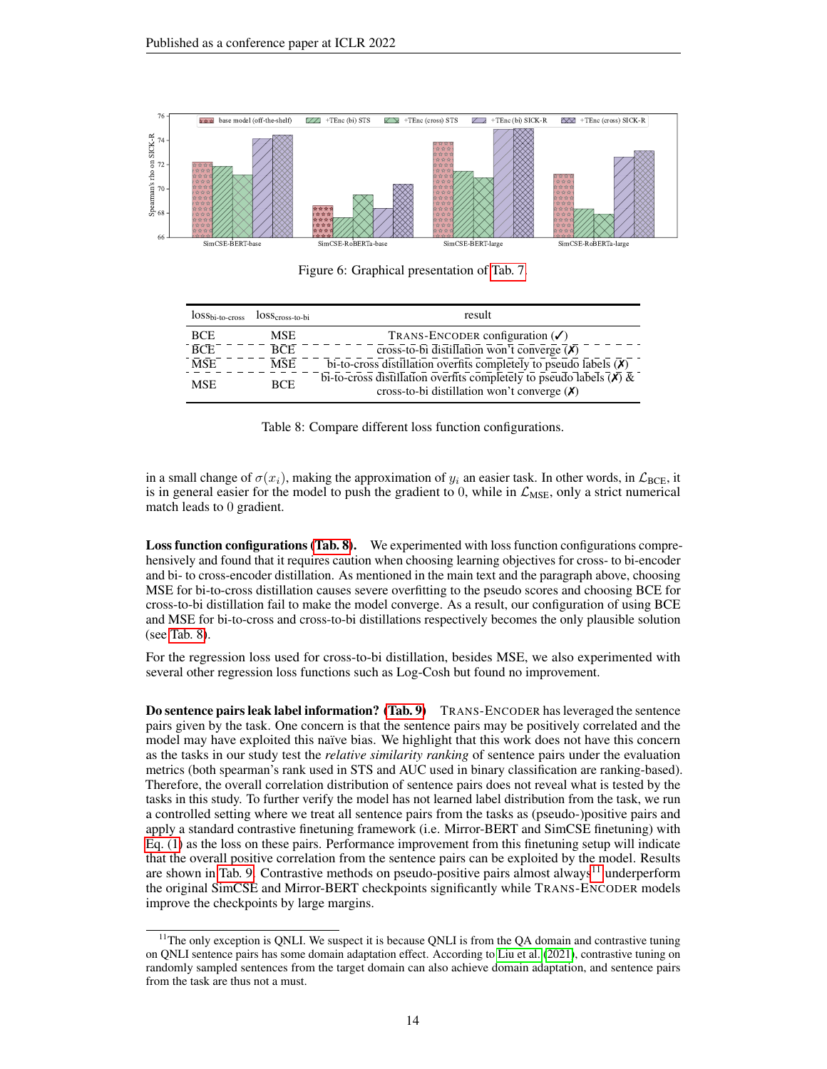Figure 6: Graphical presentation of Tab. 7.

| $\text{loss}_{\text{bi-to-cross}}$ | $\text{loss}_{\text{cross-to-bi}}$ | result |
|---|---|---|
| BCE | MSE | TRANS-ENCODER configuration (✓) |
| BCE | BCE | cross-to-bi distillation won't converge (✗) |
| MSE | MSE | bi-to-cross distillation overfits completely to pseudo labels (✗) |
| MSE | BCE | bi-to-cross distillation overfits completely to pseudo labels (✗) & cross-to-bi distillation won't converge (✗) |

Table 8: Compare different loss function configurations.

in a small change of $\sigma(x_i)$, making the approximation of $y_i$ an easier task. In other words, in $\mathcal{L}_{\text{BCE}}$, it is in general easier for the model to push the gradient to 0, while in $\mathcal{L}_{\text{MSE}}$, only a strict numerical match leads to 0 gradient.

**Loss function configurations (Tab. 8).** We experimented with loss function configurations comprehensively and found that it requires caution when choosing learning objectives for cross- to bi-encoder and bi- to cross-encoder distillation. As mentioned in the main text and the paragraph above, choosing MSE for bi-to-cross distillation causes severe overfitting to the pseudo scores and choosing BCE for cross-to-bi distillation fail to make the model converge. As a result, our configuration of using BCE and MSE for bi-to-cross and cross-to-bi distillations respectively becomes the only plausible solution (see Tab. 8).

For the regression loss used for cross-to-bi distillation, besides MSE, we also experimented with several other regression loss functions such as Log-Cosh but found no improvement.

**Do sentence pairs leak label information? (Tab. 9)** TRANS-ENCODER has leveraged the sentence pairs given by the task. One concern is that the sentence pairs may be positively correlated and the model may have exploited this naïve bias. We highlight that this work does not have this concern as the tasks in our study test the *relative similarity ranking* of sentence pairs under the evaluation metrics (both spearman's rank used in STS and AUC used in binary classification are ranking-based). Therefore, the overall correlation distribution of sentence pairs does not reveal what is tested by the tasks in this study. To further verify the model has not learned label distribution from the task, we run a controlled setting where we treat all sentence pairs from the tasks as (pseudo-)positive pairs and apply a standard contrastive finetuning framework (i.e. Mirror-BERT and SimCSE finetuning) with Eq. (1) as the loss on these pairs. Performance improvement from this finetuning setup will indicate that the overall positive correlation from the sentence pairs can be exploited by the model. Results are shown in Tab. 9. Contrastive methods on pseudo-positive pairs almost always[11] underperform the original SimCSE and Mirror-BERT checkpoints significantly while TRANS-ENCODER models improve the checkpoints by large margins.

[11]The only exception is QNLI. We suspect it is because QNLI is from the QA domain and contrastive tuning on QNLI sentence pairs has some domain adaptation effect. According to Liu et al. (2021), contrastive tuning on randomly sampled sentences from the target domain can also achieve domain adaptation, and sentence pairs from the task are thus not a must.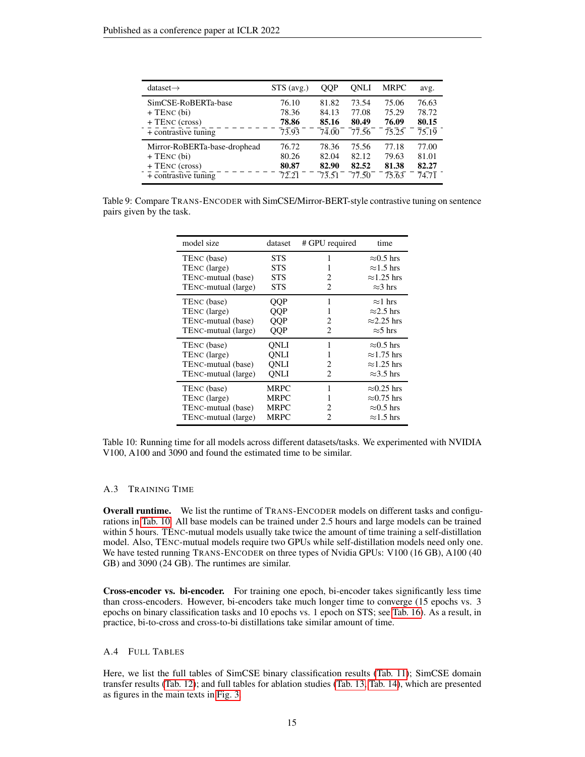| dataset→ | STS (avg.) | QQP | QNLI | MRPC | avg. |
|---|---|---|---|---|---|
| SimCSE-RoBERTa-base | 76.10 | 81.82 | 73.54 | 75.06 | 76.63 |
| + TENC (bi) | 78.36 | 84.13 | 77.08 | 75.29 | 78.72 |
| + TENC (cross) | **78.86** | **85.16** | **80.49** | **76.09** | **80.15** |
| + contrastive tuning | 73.93 | 74.00 | 77.56 | 75.25 | 75.19 |
| Mirror-RoBERTa-base-drophead | 76.72 | 78.36 | 75.56 | 77.18 | 77.00 |
| + TENC (bi) | 80.26 | 82.04 | 82.12 | 79.63 | 81.01 |
| + TENC (cross) | **80.87** | **82.90** | **82.52** | **81.38** | **82.27** |
| + contrastive tuning | 72.21 | 73.51 | 77.50 | 75.63 | 74.71 |

Table 9: Compare TRANS-ENCODER with SimCSE/Mirror-BERT-style contrastive tuning on sentence pairs given by the task.

| model size | dataset | # GPU required | time |
|---|---|---|---|
| TENC (base) | STS | 1 | ≈0.5 hrs |
| TENC (large) | STS | 1 | ≈1.5 hrs |
| TENC-mutual (base) | STS | 2 | ≈1.25 hrs |
| TENC-mutual (large) | STS | 2 | ≈3 hrs |
| TENC (base) | QQP | 1 | ≈1 hrs |
| TENC (large) | QQP | 1 | ≈2.5 hrs |
| TENC-mutual (base) | QQP | 2 | ≈2.25 hrs |
| TENC-mutual (large) | QQP | 2 | ≈5 hrs |
| TENC (base) | QNLI | 1 | ≈0.5 hrs |
| TENC (large) | QNLI | 1 | ≈1.75 hrs |
| TENC-mutual (base) | QNLI | 2 | ≈1.25 hrs |
| TENC-mutual (large) | QNLI | 2 | ≈3.5 hrs |
| TENC (base) | MRPC | 1 | ≈0.25 hrs |
| TENC (large) | MRPC | 1 | ≈0.75 hrs |
| TENC-mutual (base) | MRPC | 2 | ≈0.5 hrs |
| TENC-mutual (large) | MRPC | 2 | ≈1.5 hrs |

Table 10: Running time for all models across different datasets/tasks. We experimented with NVIDIA V100, A100 and 3090 and found the estimated time to be similar.

### A.3 Training Time

**Overall runtime.** We list the runtime of TRANS-ENCODER models on different tasks and configurations in Tab. 10. All base models can be trained under 2.5 hours and large models can be trained within 5 hours. TENC-mutual models usually take twice the amount of time training a self-distillation model. Also, TENC-mutual models require two GPUs while self-distillation models need only one. We have tested running TRANS-ENCODER on three types of Nvidia GPUs: V100 (16 GB), A100 (40 GB) and 3090 (24 GB). The runtimes are similar.

**Cross-encoder vs. bi-encoder.** For training one epoch, bi-encoder takes significantly less time than cross-encoders. However, bi-encoders take much longer time to converge (15 epochs vs. 3 epochs on binary classification tasks and 10 epochs vs. 1 epoch on STS; see Tab. 16). As a result, in practice, bi-to-cross and cross-to-bi distillations take similar amount of time.

### A.4 Full Tables

Here, we list the full tables of SimCSE binary classification results (Tab. 11); SimCSE domain transfer results (Tab. 12); and full tables for ablation studies (Tab. 13, Tab. 14), which are presented as figures in the main texts in Fig. 3.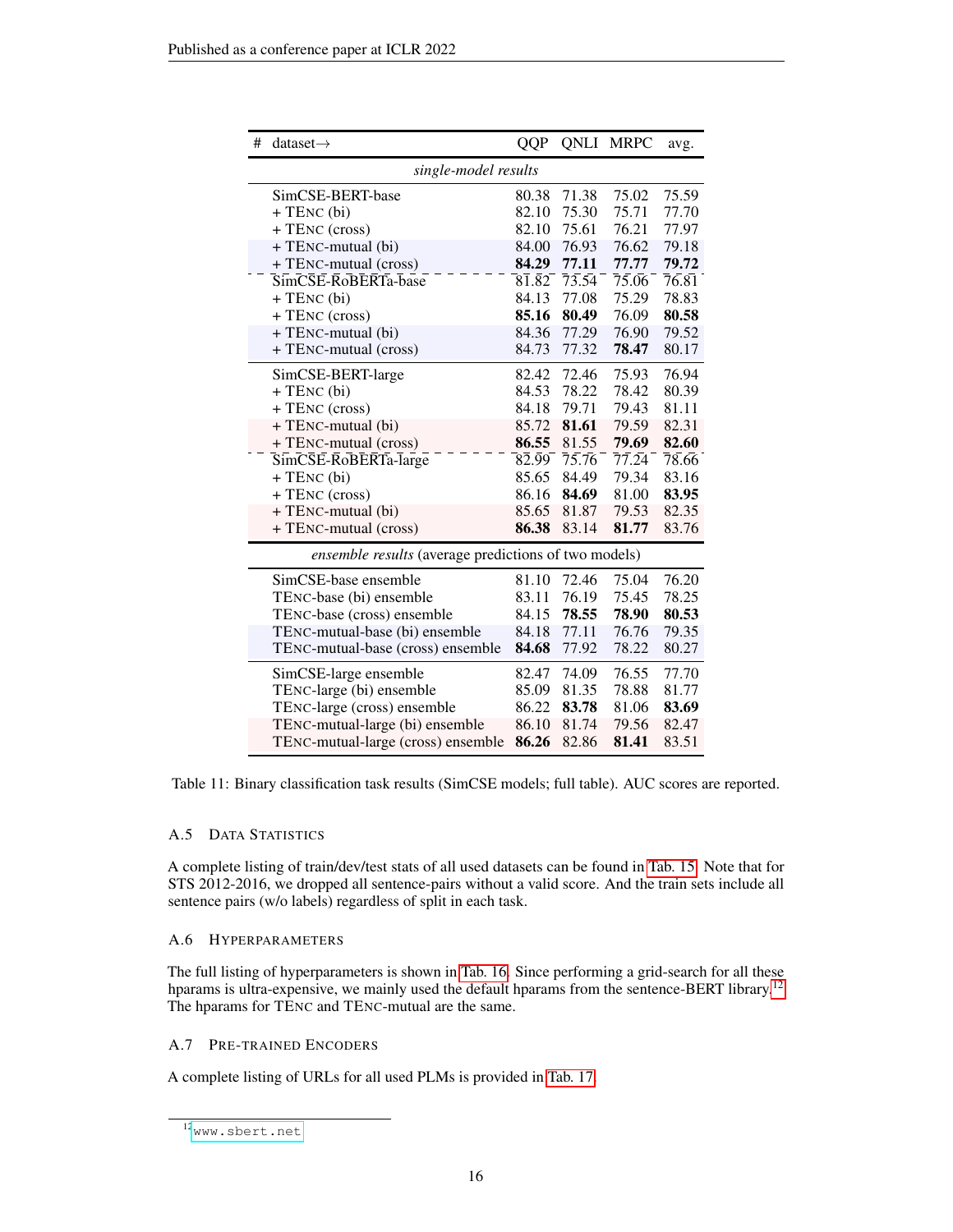| # | dataset→ | QQP | QNLI | MRPC | avg. |
|---|---|---|---|---|---|
| | *single-model results* | | | | |
| | SimCSE-BERT-base | 80.38 | 71.38 | 75.02 | 75.59 |
| | + TENC (bi) | 82.10 | 75.30 | 75.71 | 77.70 |
| | + TENC (cross) | 82.10 | 75.61 | 76.21 | 77.97 |
| | + TENC-mutual (bi) | 84.00 | 76.93 | 76.62 | 79.18 |
| | + TENC-mutual (cross) | **84.29** | **77.11** | **77.77** | **79.72** |
| | SimCSE-RoBERTa-base | 81.82 | 73.54 | 75.06 | 76.81 |
| | + TENC (bi) | 84.13 | 77.08 | 75.29 | 78.83 |
| | + TENC (cross) | **85.16** | **80.49** | 76.09 | **80.58** |
| | + TENC-mutual (bi) | 84.36 | 77.29 | 76.90 | 79.52 |
| | + TENC-mutual (cross) | 84.73 | 77.32 | **78.47** | 80.17 |
| | SimCSE-BERT-large | 82.42 | 72.46 | 75.93 | 76.94 |
| | + TENC (bi) | 84.53 | 78.22 | 78.42 | 80.39 |
| | + TENC (cross) | 84.18 | 79.71 | 79.43 | 81.11 |
| | + TENC-mutual (bi) | 85.72 | **81.61** | 79.59 | 82.31 |
| | + TENC-mutual (cross) | **86.55** | 81.55 | **79.69** | **82.60** |
| | SimCSE-RoBERTa-large | 82.99 | 75.76 | 77.24 | 78.66 |
| | + TENC (bi) | 85.65 | 84.49 | 79.34 | 83.16 |
| | + TENC (cross) | 86.16 | **84.69** | 81.00 | **83.95** |
| | + TENC-mutual (bi) | 85.65 | 81.87 | 79.53 | 82.35 |
| | + TENC-mutual (cross) | **86.38** | 83.14 | **81.77** | 83.76 |
| | *ensemble results* (average predictions of two models) | | | | |
| | SimCSE-base ensemble | 81.10 | 72.46 | 75.04 | 76.20 |
| | TENC-base (bi) ensemble | 83.11 | 76.19 | 75.45 | 78.25 |
| | TENC-base (cross) ensemble | 84.15 | **78.55** | **78.90** | **80.53** |
| | TENC-mutual-base (bi) ensemble | 84.18 | 77.11 | 76.76 | 79.35 |
| | TENC-mutual-base (cross) ensemble | **84.68** | 77.92 | 78.22 | 80.27 |
| | SimCSE-large ensemble | 82.47 | 74.09 | 76.55 | 77.70 |
| | TENC-large (bi) ensemble | 85.09 | 81.35 | 78.88 | 81.77 |
| | TENC-large (cross) ensemble | 86.22 | **83.78** | 81.06 | **83.69** |
| | TENC-mutual-large (bi) ensemble | 86.10 | 81.74 | 79.56 | 82.47 |
| | TENC-mutual-large (cross) ensemble | **86.26** | 82.86 | **81.41** | 83.51 |

Table 11: Binary classification task results (SimCSE models; full table). AUC scores are reported.

### A.5 DATA STATISTICS

A complete listing of train/dev/test stats of all used datasets can be found in Tab. 15. Note that for STS 2012-2016, we dropped all sentence-pairs without a valid score. And the train sets include all sentence pairs (w/o labels) regardless of split in each task.

### A.6 HYPERPARAMETERS

The full listing of hyperparameters is shown in Tab. 16. Since performing a grid-search for all these hparams is ultra-expensive, we mainly used the default hparams from the sentence-BERT library.[12] The hparams for TENC and TENC-mutual are the same.

### A.7 PRE-TRAINED ENCODERS

A complete listing of URLs for all used PLMs is provided in Tab. 17.

[12] www.sbert.net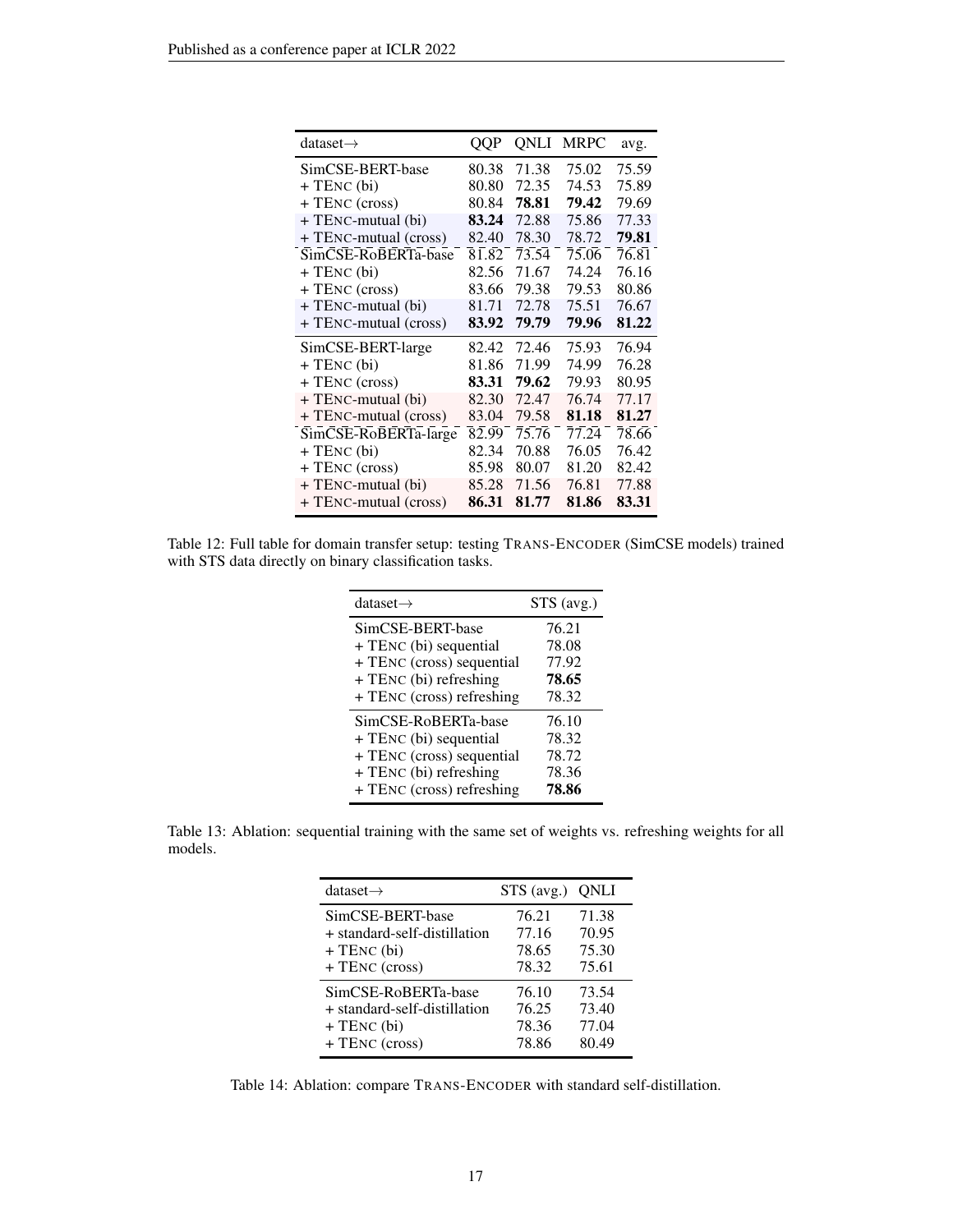| dataset→ | QQP | QNLI | MRPC | avg. |
|---|---|---|---|---|
| SimCSE-BERT-base | 80.38 | 71.38 | 75.02 | 75.59 |
| + TENC (bi) | 80.80 | 72.35 | 74.53 | 75.89 |
| + TENC (cross) | 80.84 | **78.81** | **79.42** | 79.69 |
| + TENC-mutual (bi) | **83.24** | 72.88 | 75.86 | 77.33 |
| + TENC-mutual (cross) | 82.40 | 78.30 | 78.72 | **79.81** |
| SimCSE-RoBERTa-base | 81.82 | 73.54 | 75.06 | 76.81 |
| + TENC (bi) | 82.56 | 71.67 | 74.24 | 76.16 |
| + TENC (cross) | 83.66 | 79.38 | 79.53 | 80.86 |
| + TENC-mutual (bi) | 81.71 | 72.78 | 75.51 | 76.67 |
| + TENC-mutual (cross) | **83.92** | **79.79** | **79.96** | **81.22** |
| SimCSE-BERT-large | 82.42 | 72.46 | 75.93 | 76.94 |
| + TENC (bi) | 81.86 | 71.99 | 74.99 | 76.28 |
| + TENC (cross) | **83.31** | **79.62** | 79.93 | 80.95 |
| + TENC-mutual (bi) | 82.30 | 72.47 | 76.74 | 77.17 |
| + TENC-mutual (cross) | 83.04 | 79.58 | **81.18** | **81.27** |
| SimCSE-RoBERTa-large | 82.99 | 75.76 | 77.24 | 78.66 |
| + TENC (bi) | 82.34 | 70.88 | 76.05 | 76.42 |
| + TENC (cross) | 85.98 | 80.07 | 81.20 | 82.42 |
| + TENC-mutual (bi) | 85.28 | 71.56 | 76.81 | 77.88 |
| + TENC-mutual (cross) | **86.31** | **81.77** | **81.86** | **83.31** |

Table 12: Full table for domain transfer setup: testing TRANS-ENCODER (SimCSE models) trained with STS data directly on binary classification tasks.

| dataset→ | STS (avg.) |
|---|---|
| SimCSE-BERT-base | 76.21 |
| + TENC (bi) sequential | 78.08 |
| + TENC (cross) sequential | 77.92 |
| + TENC (bi) refreshing | **78.65** |
| + TENC (cross) refreshing | 78.32 |
| SimCSE-RoBERTa-base | 76.10 |
| + TENC (bi) sequential | 78.32 |
| + TENC (cross) sequential | 78.72 |
| + TENC (bi) refreshing | 78.36 |
| + TENC (cross) refreshing | **78.86** |

Table 13: Ablation: sequential training with the same set of weights vs. refreshing weights for all models.

| dataset→ | STS (avg.) | QNLI |
|---|---|---|
| SimCSE-BERT-base | 76.21 | 71.38 |
| + standard-self-distillation | 77.16 | 70.95 |
| + TENC (bi) | 78.65 | 75.30 |
| + TENC (cross) | 78.32 | 75.61 |
| SimCSE-RoBERTa-base | 76.10 | 73.54 |
| + standard-self-distillation | 76.25 | 73.40 |
| + TENC (bi) | 78.36 | 77.04 |
| + TENC (cross) | 78.86 | 80.49 |

Table 14: Ablation: compare TRANS-ENCODER with standard self-distillation.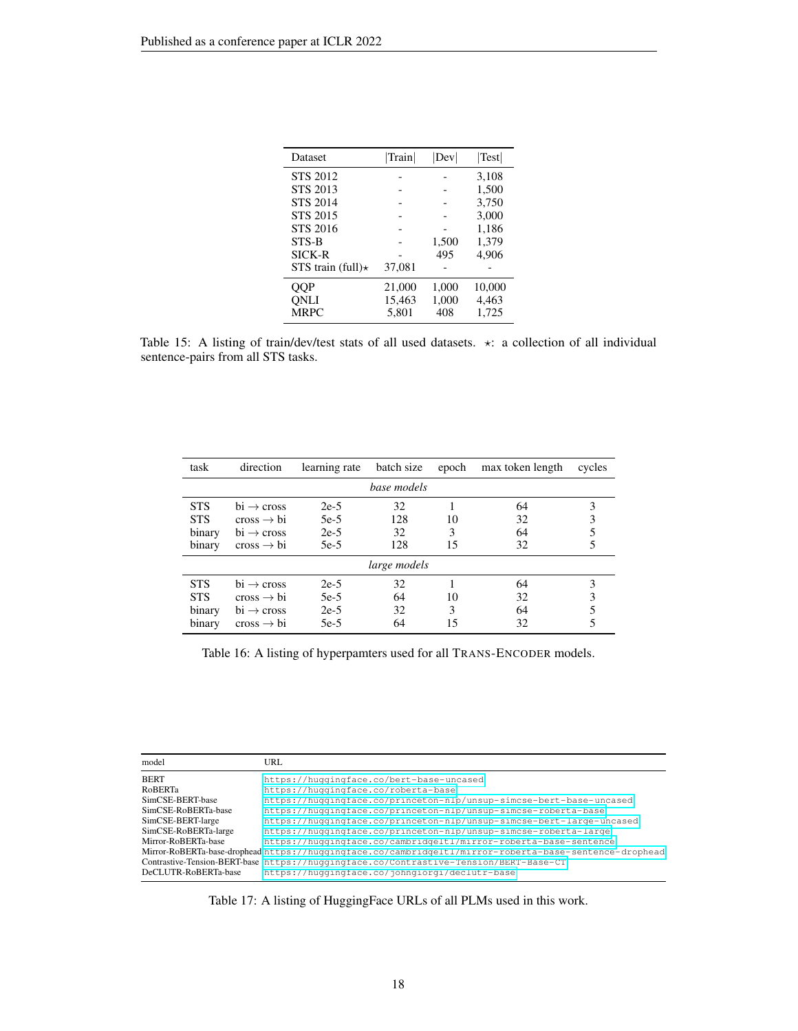| Dataset | \|Train\| | \|Dev\| | \|Test\| |
|---|---|---|---|
| STS 2012 | - | - | 3,108 |
| STS 2013 | - | - | 1,500 |
| STS 2014 | - | - | 3,750 |
| STS 2015 | - | - | 3,000 |
| STS 2016 | - | - | 1,186 |
| STS-B | - | 1,500 | 1,379 |
| SICK-R | - | 495 | 4,906 |
| STS train (full)⋆ | 37,081 | - | - |
| QQP | 21,000 | 1,000 | 10,000 |
| QNLI | 15,463 | 1,000 | 4,463 |
| MRPC | 5,801 | 408 | 1,725 |

Table 15: A listing of train/dev/test stats of all used datasets. ⋆: a collection of all individual sentence-pairs from all STS tasks.

| task | direction | learning rate | batch size | epoch | max token length | cycles |
|---|---|---|---|---|---|---|
| | | | *base models* | | | |
| STS | bi → cross | 2e-5 | 32 | 1 | 64 | 3 |
| STS | cross → bi | 5e-5 | 128 | 10 | 32 | 3 |
| binary | bi → cross | 2e-5 | 32 | 3 | 64 | 5 |
| binary | cross → bi | 5e-5 | 128 | 15 | 32 | 5 |
| | | | *large models* | | | |
| STS | bi → cross | 2e-5 | 32 | 1 | 64 | 3 |
| STS | cross → bi | 5e-5 | 64 | 10 | 32 | 3 |
| binary | bi → cross | 2e-5 | 32 | 3 | 64 | 5 |
| binary | cross → bi | 5e-5 | 64 | 15 | 32 | 5 |

Table 16: A listing of hyperpamters used for all TRANS-ENCODER models.

| model | URL |
|---|---|
| BERT | https://huggingface.co/bert-base-uncased |
| RoBERTa | https://huggingface.co/roberta-base |
| SimCSE-BERT-base | https://huggingface.co/princeton-nlp/unsup-simcse-bert-base-uncased |
| SimCSE-RoBERTa-base | https://huggingface.co/princeton-nlp/unsup-simcse-roberta-base |
| SimCSE-BERT-large | https://huggingface.co/princeton-nlp/unsup-simcse-bert-large-uncased |
| SimCSE-RoBERTa-large | https://huggingface.co/princeton-nlp/unsup-simcse-roberta-large |
| Mirror-RoBERTa-base | https://huggingface.co/cambridgeltl/mirror-roberta-base-sentence |
| Mirror-RoBERTa-base-drophead | https://huggingface.co/cambridgeltl/mirror-roberta-base-sentence-drophead |
| Contrastive-Tension-BERT-base | https://huggingface.co/Contrastive-Tension/BERT-Base-CT |
| DeCLUTR-RoBERTa-base | https://huggingface.co/johngiorgi/declutr-base |

Table 17: A listing of HuggingFace URLs of all PLMs used in this work.